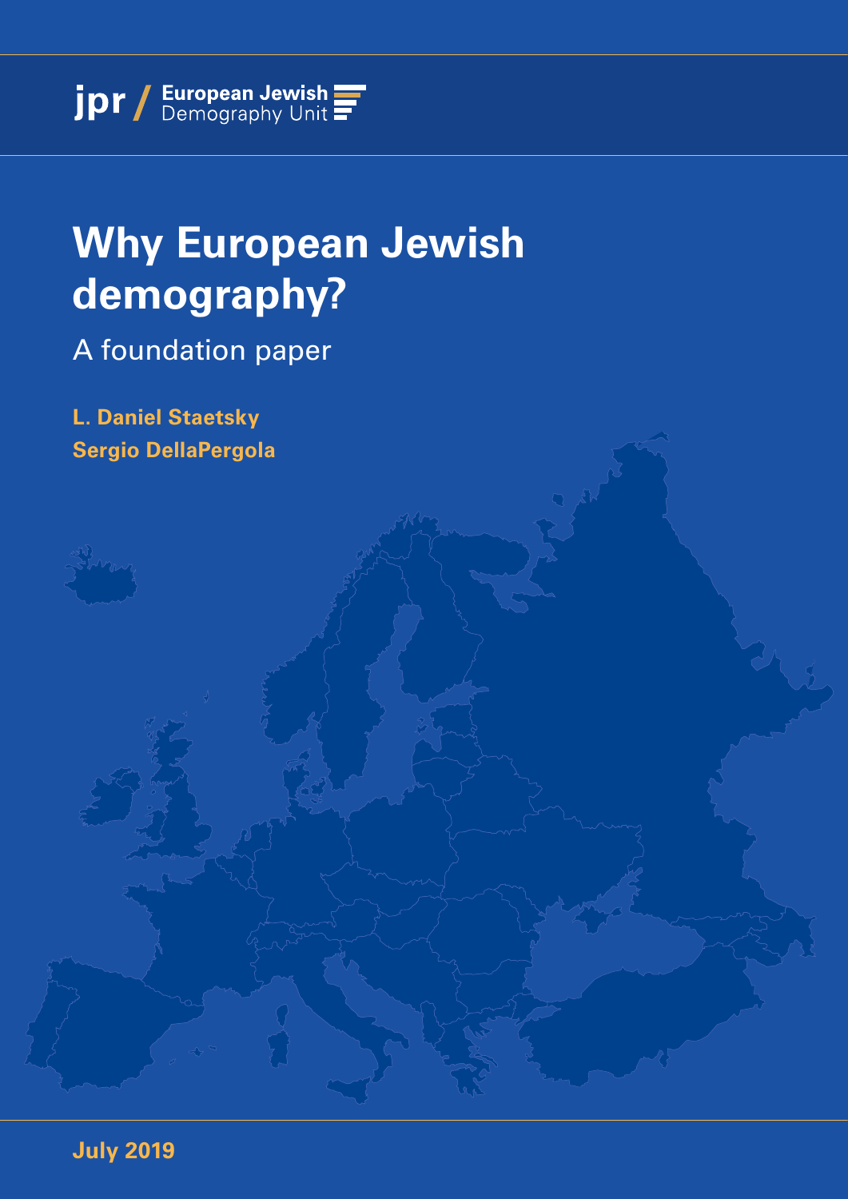jpr / European Jewish Demography Unit

# Why European Jewish demography?

## A foundation paper

**L. Daniel Staetsky**
**Sergio DellaPergola**

**July 2019**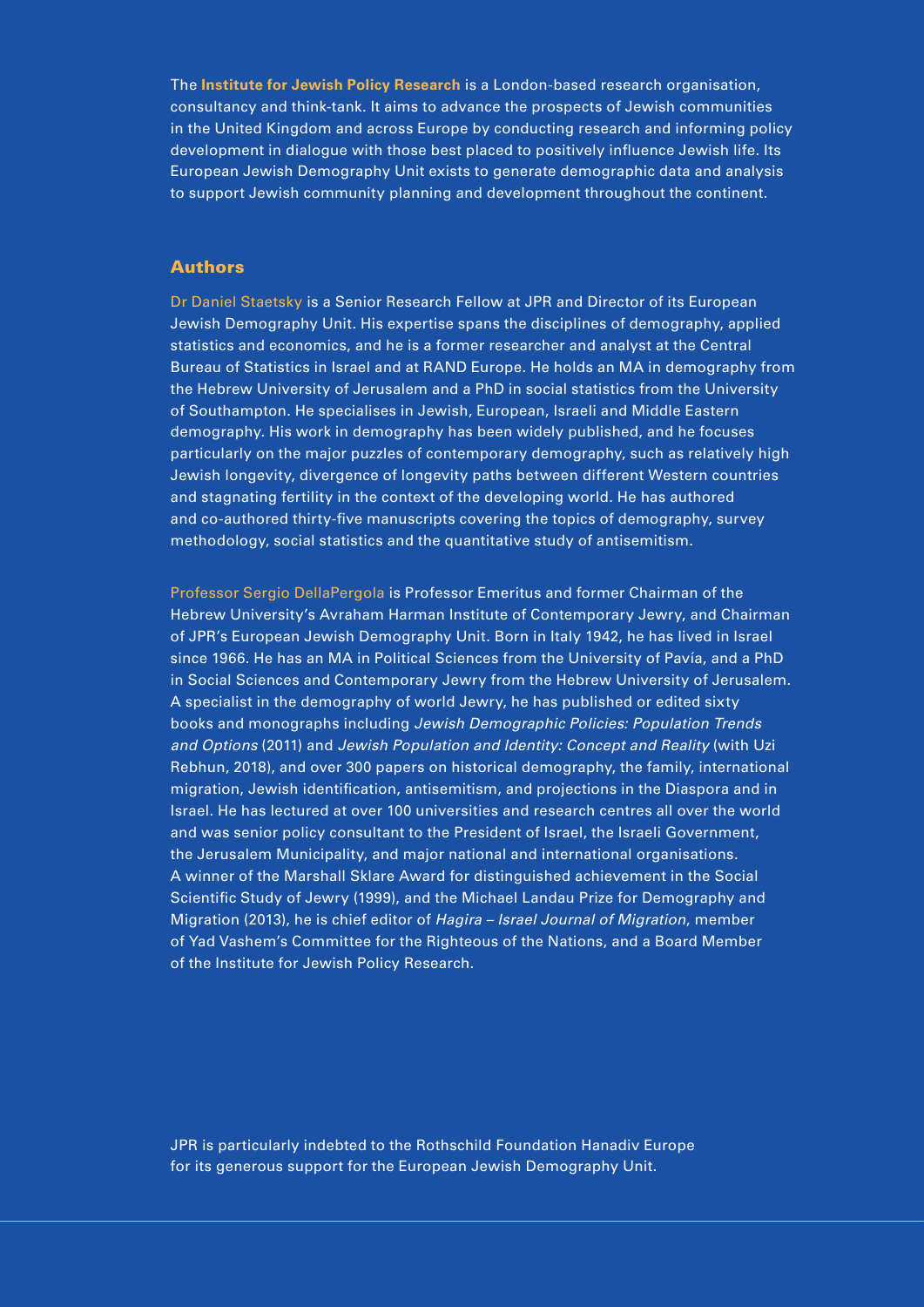The **Institute for Jewish Policy Research** is a London-based research organisation, consultancy and think-tank. It aims to advance the prospects of Jewish communities in the United Kingdom and across Europe by conducting research and informing policy development in dialogue with those best placed to positively influence Jewish life. Its European Jewish Demography Unit exists to generate demographic data and analysis to support Jewish community planning and development throughout the continent.

## Authors

Dr Daniel Staetsky is a Senior Research Fellow at JPR and Director of its European Jewish Demography Unit. His expertise spans the disciplines of demography, applied statistics and economics, and he is a former researcher and analyst at the Central Bureau of Statistics in Israel and at RAND Europe. He holds an MA in demography from the Hebrew University of Jerusalem and a PhD in social statistics from the University of Southampton. He specialises in Jewish, European, Israeli and Middle Eastern demography. His work in demography has been widely published, and he focuses particularly on the major puzzles of contemporary demography, such as relatively high Jewish longevity, divergence of longevity paths between different Western countries and stagnating fertility in the context of the developing world. He has authored and co-authored thirty-five manuscripts covering the topics of demography, survey methodology, social statistics and the quantitative study of antisemitism.

Professor Sergio DellaPergola is Professor Emeritus and former Chairman of the Hebrew University's Avraham Harman Institute of Contemporary Jewry, and Chairman of JPR's European Jewish Demography Unit. Born in Italy 1942, he has lived in Israel since 1966. He has an MA in Political Sciences from the University of Pavía, and a PhD in Social Sciences and Contemporary Jewry from the Hebrew University of Jerusalem. A specialist in the demography of world Jewry, he has published or edited sixty books and monographs including *Jewish Demographic Policies: Population Trends and Options* (2011) and *Jewish Population and Identity: Concept and Reality* (with Uzi Rebhun, 2018), and over 300 papers on historical demography, the family, international migration, Jewish identification, antisemitism, and projections in the Diaspora and in Israel. He has lectured at over 100 universities and research centres all over the world and was senior policy consultant to the President of Israel, the Israeli Government, the Jerusalem Municipality, and major national and international organisations. A winner of the Marshall Sklare Award for distinguished achievement in the Social Scientific Study of Jewry (1999), and the Michael Landau Prize for Demography and Migration (2013), he is chief editor of *Hagira – Israel Journal of Migration*, member of Yad Vashem's Committee for the Righteous of the Nations, and a Board Member of the Institute for Jewish Policy Research.

JPR is particularly indebted to the Rothschild Foundation Hanadiv Europe for its generous support for the European Jewish Demography Unit.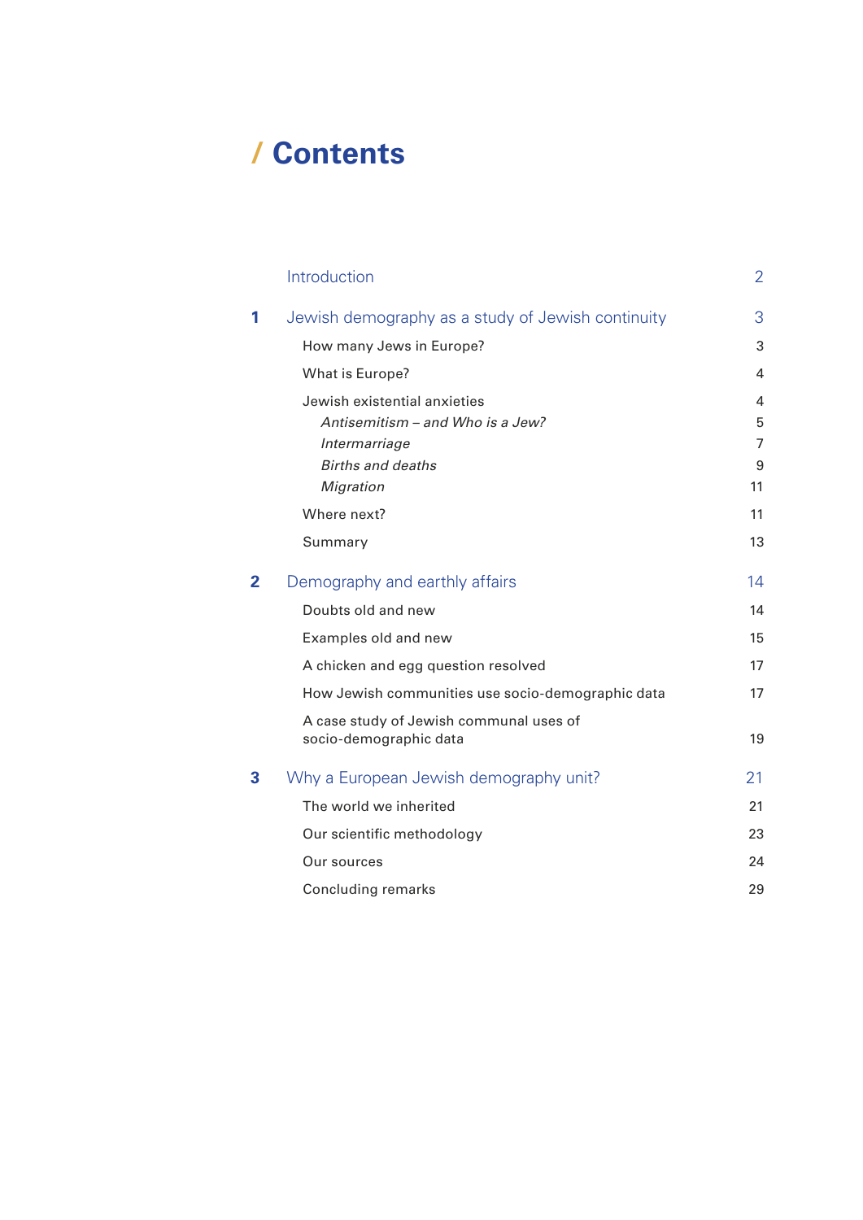# / Contents

| | | |
|---|---|---|
| | Introduction | 2 |
| **1** | Jewish demography as a study of Jewish continuity | 3 |
| | How many Jews in Europe? | 3 |
| | What is Europe? | 4 |
| | Jewish existential anxieties | 4 |
| | *Antisemitism – and Who is a Jew?* | 5 |
| | *Intermarriage* | 7 |
| | *Births and deaths* | 9 |
| | *Migration* | 11 |
| | Where next? | 11 |
| | Summary | 13 |
| **2** | Demography and earthly affairs | 14 |
| | Doubts old and new | 14 |
| | Examples old and new | 15 |
| | A chicken and egg question resolved | 17 |
| | How Jewish communities use socio-demographic data | 17 |
| | A case study of Jewish communal uses of socio-demographic data | 19 |
| **3** | Why a European Jewish demography unit? | 21 |
| | The world we inherited | 21 |
| | Our scientific methodology | 23 |
| | Our sources | 24 |
| | Concluding remarks | 29 |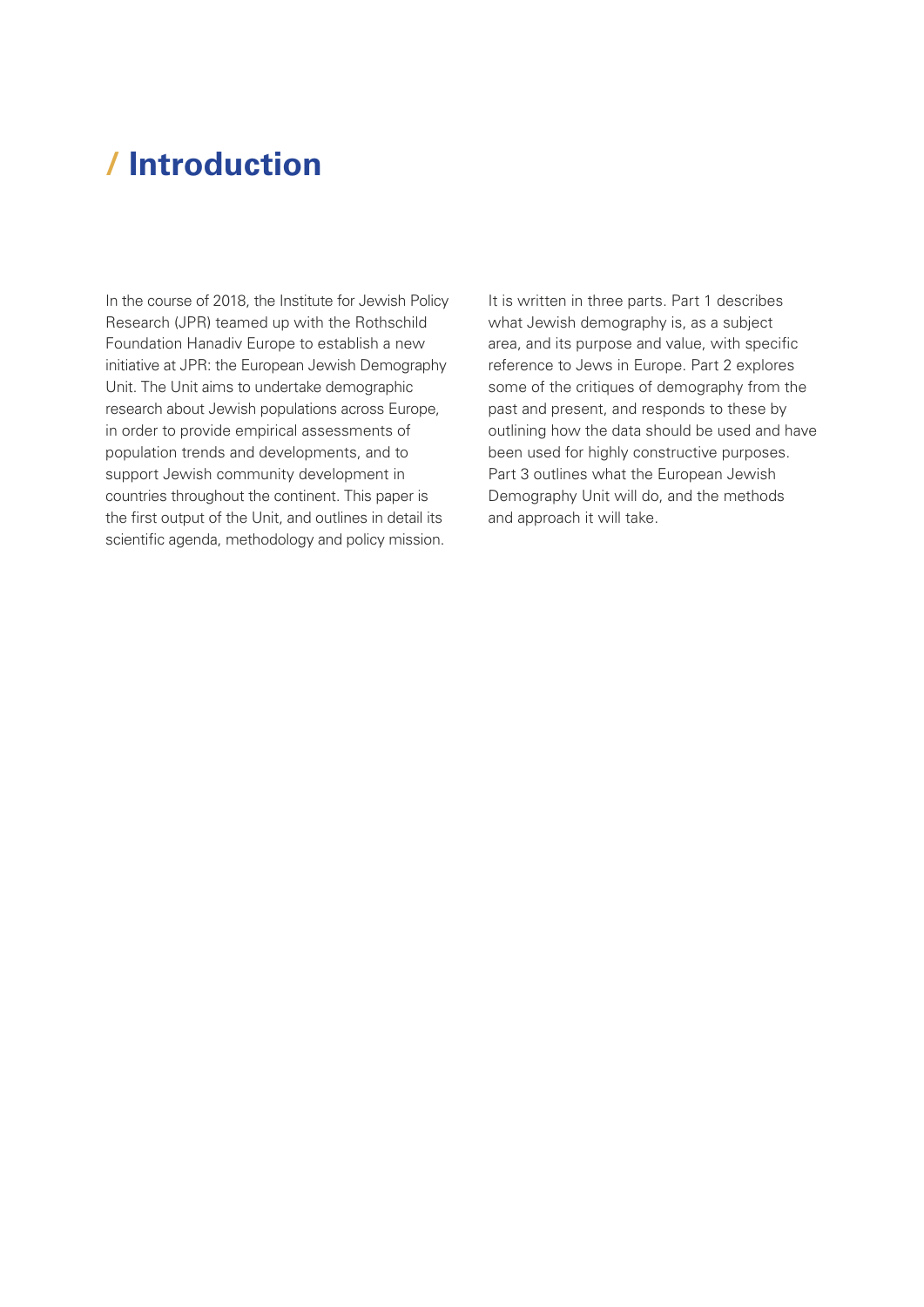# Introduction

In the course of 2018, the Institute for Jewish Policy Research (JPR) teamed up with the Rothschild Foundation Hanadiv Europe to establish a new initiative at JPR: the European Jewish Demography Unit. The Unit aims to undertake demographic research about Jewish populations across Europe, in order to provide empirical assessments of population trends and developments, and to support Jewish community development in countries throughout the continent. This paper is the first output of the Unit, and outlines in detail its scientific agenda, methodology and policy mission.

It is written in three parts. Part 1 describes what Jewish demography is, as a subject area, and its purpose and value, with specific reference to Jews in Europe. Part 2 explores some of the critiques of demography from the past and present, and responds to these by outlining how the data should be used and have been used for highly constructive purposes. Part 3 outlines what the European Jewish Demography Unit will do, and the methods and approach it will take.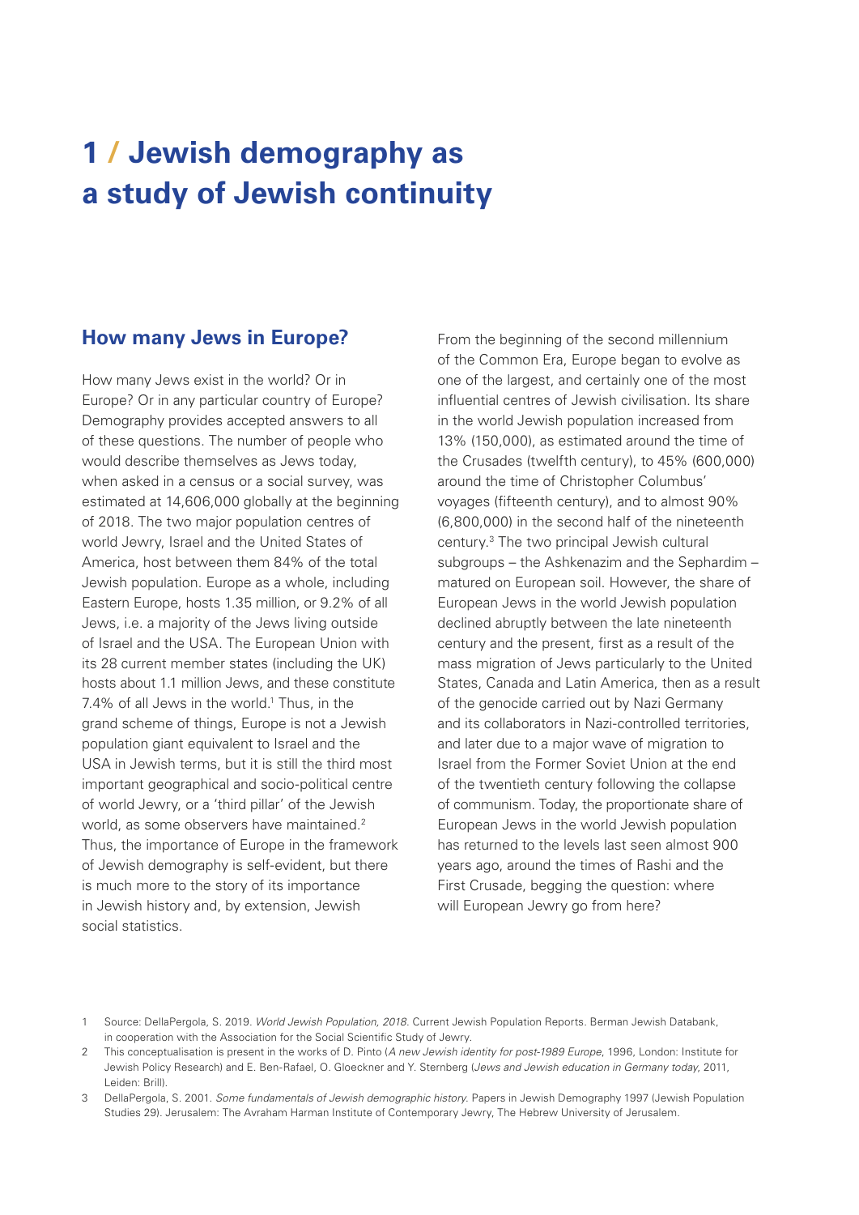# 1 / Jewish demography as a study of Jewish continuity

## How many Jews in Europe?

How many Jews exist in the world? Or in Europe? Or in any particular country of Europe? Demography provides accepted answers to all of these questions. The number of people who would describe themselves as Jews today, when asked in a census or a social survey, was estimated at 14,606,000 globally at the beginning of 2018. The two major population centres of world Jewry, Israel and the United States of America, host between them 84% of the total Jewish population. Europe as a whole, including Eastern Europe, hosts 1.35 million, or 9.2% of all Jews, i.e. a majority of the Jews living outside of Israel and the USA. The European Union with its 28 current member states (including the UK) hosts about 1.1 million Jews, and these constitute 7.4% of all Jews in the world.[1] Thus, in the grand scheme of things, Europe is not a Jewish population giant equivalent to Israel and the USA in Jewish terms, but it is still the third most important geographical and socio-political centre of world Jewry, or a 'third pillar' of the Jewish world, as some observers have maintained.[2] Thus, the importance of Europe in the framework of Jewish demography is self-evident, but there is much more to the story of its importance in Jewish history and, by extension, Jewish social statistics.

From the beginning of the second millennium of the Common Era, Europe began to evolve as one of the largest, and certainly one of the most influential centres of Jewish civilisation. Its share in the world Jewish population increased from 13% (150,000), as estimated around the time of the Crusades (twelfth century), to 45% (600,000) around the time of Christopher Columbus' voyages (fifteenth century), and to almost 90% (6,800,000) in the second half of the nineteenth century.[3] The two principal Jewish cultural subgroups – the Ashkenazim and the Sephardim – matured on European soil. However, the share of European Jews in the world Jewish population declined abruptly between the late nineteenth century and the present, first as a result of the mass migration of Jews particularly to the United States, Canada and Latin America, then as a result of the genocide carried out by Nazi Germany and its collaborators in Nazi-controlled territories, and later due to a major wave of migration to Israel from the Former Soviet Union at the end of the twentieth century following the collapse of communism. Today, the proportionate share of European Jews in the world Jewish population has returned to the levels last seen almost 900 years ago, around the times of Rashi and the First Crusade, begging the question: where will European Jewry go from here?

---

1 Source: DellaPergola, S. 2019. *World Jewish Population, 2018*. Current Jewish Population Reports. Berman Jewish Databank, in cooperation with the Association for the Social Scientific Study of Jewry.

2 This conceptualisation is present in the works of D. Pinto (*A new Jewish identity for post-1989 Europe*, 1996, London: Institute for Jewish Policy Research) and E. Ben-Rafael, O. Gloeckner and Y. Sternberg (*Jews and Jewish education in Germany today*, 2011, Leiden: Brill).

3 DellaPergola, S. 2001. *Some fundamentals of Jewish demographic history.* Papers in Jewish Demography 1997 (Jewish Population Studies 29). Jerusalem: The Avraham Harman Institute of Contemporary Jewry, The Hebrew University of Jerusalem.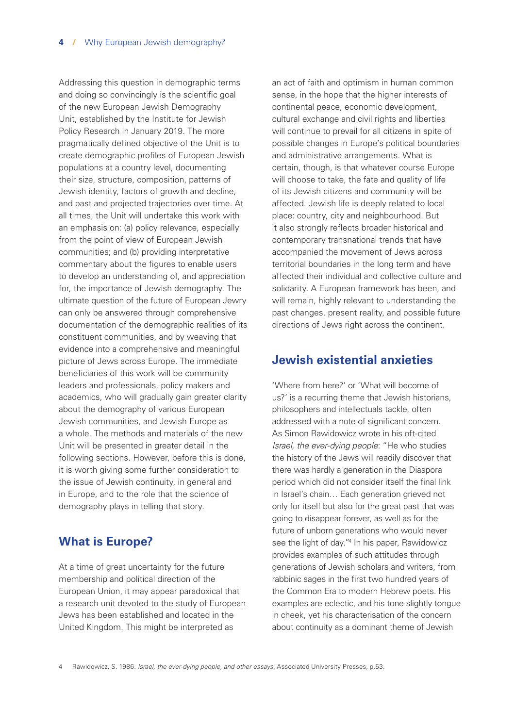Addressing this question in demographic terms and doing so convincingly is the scientific goal of the new European Jewish Demography Unit, established by the Institute for Jewish Policy Research in January 2019. The more pragmatically defined objective of the Unit is to create demographic profiles of European Jewish populations at a country level, documenting their size, structure, composition, patterns of Jewish identity, factors of growth and decline, and past and projected trajectories over time. At all times, the Unit will undertake this work with an emphasis on: (a) policy relevance, especially from the point of view of European Jewish communities; and (b) providing interpretative commentary about the figures to enable users to develop an understanding of, and appreciation for, the importance of Jewish demography. The ultimate question of the future of European Jewry can only be answered through comprehensive documentation of the demographic realities of its constituent communities, and by weaving that evidence into a comprehensive and meaningful picture of Jews across Europe. The immediate beneficiaries of this work will be community leaders and professionals, policy makers and academics, who will gradually gain greater clarity about the demography of various European Jewish communities, and Jewish Europe as a whole. The methods and materials of the new Unit will be presented in greater detail in the following sections. However, before this is done, it is worth giving some further consideration to the issue of Jewish continuity, in general and in Europe, and to the role that the science of demography plays in telling that story.

## What is Europe?

At a time of great uncertainty for the future membership and political direction of the European Union, it may appear paradoxical that a research unit devoted to the study of European Jews has been established and located in the United Kingdom. This might be interpreted as an act of faith and optimism in human common sense, in the hope that the higher interests of continental peace, economic development, cultural exchange and civil rights and liberties will continue to prevail for all citizens in spite of possible changes in Europe's political boundaries and administrative arrangements. What is certain, though, is that whatever course Europe will choose to take, the fate and quality of life of its Jewish citizens and community will be affected. Jewish life is deeply related to local place: country, city and neighbourhood. But it also strongly reflects broader historical and contemporary transnational trends that have accompanied the movement of Jews across territorial boundaries in the long term and have affected their individual and collective culture and solidarity. A European framework has been, and will remain, highly relevant to understanding the past changes, present reality, and possible future directions of Jews right across the continent.

## Jewish existential anxieties

'Where from here?' or 'What will become of us?' is a recurring theme that Jewish historians, philosophers and intellectuals tackle, often addressed with a note of significant concern. As Simon Rawidowicz wrote in his oft-cited *Israel, the ever-dying people*: "He who studies the history of the Jews will readily discover that there was hardly a generation in the Diaspora period which did not consider itself the final link in Israel's chain… Each generation grieved not only for itself but also for the great past that was going to disappear forever, as well as for the future of unborn generations who would never see the light of day."[4] In his paper, Rawidowicz provides examples of such attitudes through generations of Jewish scholars and writers, from rabbinic sages in the first two hundred years of the Common Era to modern Hebrew poets. His examples are eclectic, and his tone slightly tongue in cheek, yet his characterisation of the concern about continuity as a dominant theme of Jewish

4 Rawidowicz, S. 1986. *Israel, the ever-dying people, and other essays.* Associated University Presses, p.53.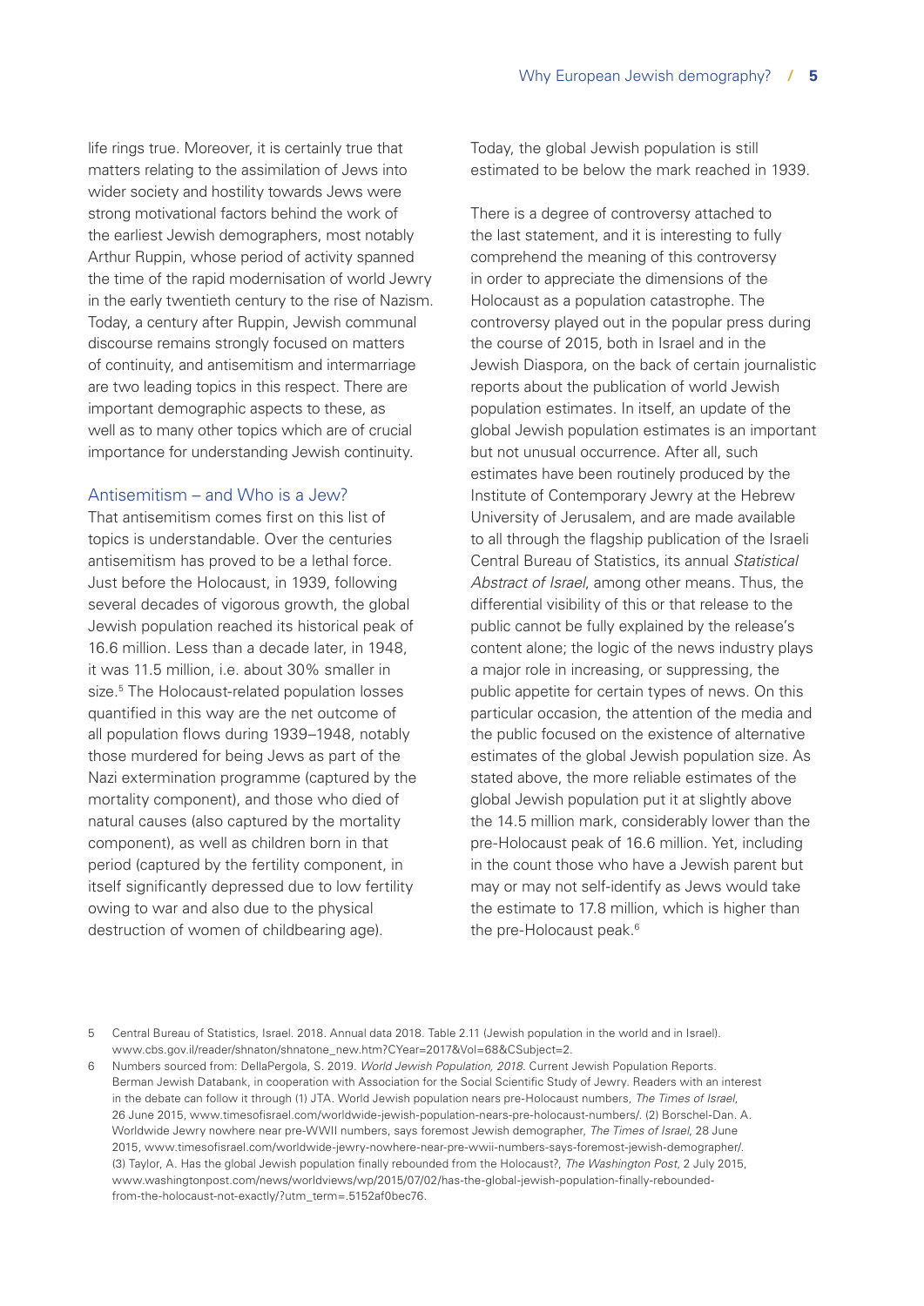life rings true. Moreover, it is certainly true that matters relating to the assimilation of Jews into wider society and hostility towards Jews were strong motivational factors behind the work of the earliest Jewish demographers, most notably Arthur Ruppin, whose period of activity spanned the time of the rapid modernisation of world Jewry in the early twentieth century to the rise of Nazism. Today, a century after Ruppin, Jewish communal discourse remains strongly focused on matters of continuity, and antisemitism and intermarriage are two leading topics in this respect. There are important demographic aspects to these, as well as to many other topics which are of crucial importance for understanding Jewish continuity.

## Antisemitism – and Who is a Jew?

That antisemitism comes first on this list of topics is understandable. Over the centuries antisemitism has proved to be a lethal force. Just before the Holocaust, in 1939, following several decades of vigorous growth, the global Jewish population reached its historical peak of 16.6 million. Less than a decade later, in 1948, it was 11.5 million, i.e. about 30% smaller in size.[5] The Holocaust-related population losses quantified in this way are the net outcome of all population flows during 1939–1948, notably those murdered for being Jews as part of the Nazi extermination programme (captured by the mortality component), and those who died of natural causes (also captured by the mortality component), as well as children born in that period (captured by the fertility component, in itself significantly depressed due to low fertility owing to war and also due to the physical destruction of women of childbearing age). Today, the global Jewish population is still estimated to be below the mark reached in 1939.

There is a degree of controversy attached to the last statement, and it is interesting to fully comprehend the meaning of this controversy in order to appreciate the dimensions of the Holocaust as a population catastrophe. The controversy played out in the popular press during the course of 2015, both in Israel and in the Jewish Diaspora, on the back of certain journalistic reports about the publication of world Jewish population estimates. In itself, an update of the global Jewish population estimates is an important but not unusual occurrence. After all, such estimates have been routinely produced by the Institute of Contemporary Jewry at the Hebrew University of Jerusalem, and are made available to all through the flagship publication of the Israeli Central Bureau of Statistics, its annual *Statistical Abstract of Israel*, among other means. Thus, the differential visibility of this or that release to the public cannot be fully explained by the release's content alone; the logic of the news industry plays a major role in increasing, or suppressing, the public appetite for certain types of news. On this particular occasion, the attention of the media and the public focused on the existence of alternative estimates of the global Jewish population size. As stated above, the more reliable estimates of the global Jewish population put it at slightly above the 14.5 million mark, considerably lower than the pre-Holocaust peak of 16.6 million. Yet, including in the count those who have a Jewish parent but may or may not self-identify as Jews would take the estimate to 17.8 million, which is higher than the pre-Holocaust peak.[6]

---

5 Central Bureau of Statistics, Israel. 2018. Annual data 2018. Table 2.11 (Jewish population in the world and in Israel). www.cbs.gov.il/reader/shnaton/shnatone_new.htm?CYear=2017&Vol=68&CSubject=2.

6 Numbers sourced from: DellaPergola, S. 2019. *World Jewish Population, 2018*. Current Jewish Population Reports. Berman Jewish Databank, in cooperation with Association for the Social Scientific Study of Jewry. Readers with an interest in the debate can follow it through (1) JTA. World Jewish population nears pre-Holocaust numbers, *The Times of Israel*, 26 June 2015, www.timesofisrael.com/worldwide-jewish-population-nears-pre-holocaust-numbers/. (2) Borschel-Dan. A. Worldwide Jewry nowhere near pre-WWII numbers, says foremost Jewish demographer, *The Times of Israel*, 28 June 2015, www.timesofisrael.com/worldwide-jewry-nowhere-near-pre-wwii-numbers-says-foremost-jewish-demographer/. (3) Taylor, A. Has the global Jewish population finally rebounded from the Holocaust?, *The Washington Post*, 2 July 2015, www.washingtonpost.com/news/worldviews/wp/2015/07/02/has-the-global-jewish-population-finally-rebounded-from-the-holocaust-not-exactly/?utm_term=.5152af0bec76.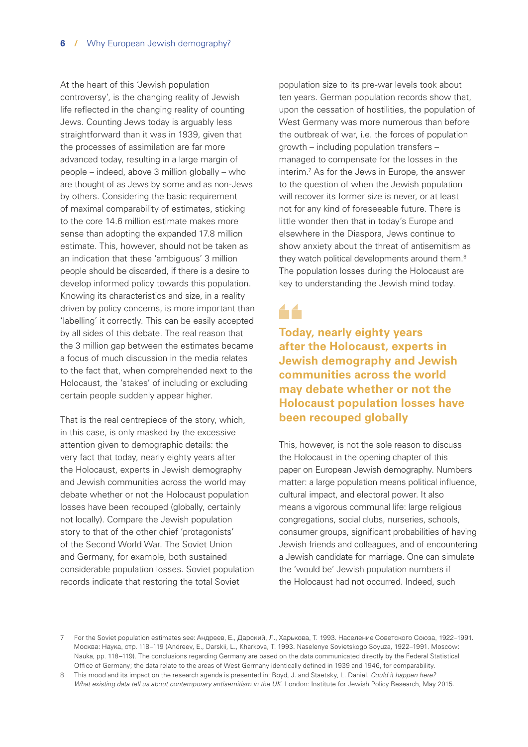At the heart of this 'Jewish population controversy', is the changing reality of Jewish life reflected in the changing reality of counting Jews. Counting Jews today is arguably less straightforward than it was in 1939, given that the processes of assimilation are far more advanced today, resulting in a large margin of people – indeed, above 3 million globally – who are thought of as Jews by some and as non-Jews by others. Considering the basic requirement of maximal comparability of estimates, sticking to the core 14.6 million estimate makes more sense than adopting the expanded 17.8 million estimate. This, however, should not be taken as an indication that these 'ambiguous' 3 million people should be discarded, if there is a desire to develop informed policy towards this population. Knowing its characteristics and size, in a reality driven by policy concerns, is more important than 'labelling' it correctly. This can be easily accepted by all sides of this debate. The real reason that the 3 million gap between the estimates became a focus of much discussion in the media relates to the fact that, when comprehended next to the Holocaust, the 'stakes' of including or excluding certain people suddenly appear higher.

That is the real centrepiece of the story, which, in this case, is only masked by the excessive attention given to demographic details: the very fact that today, nearly eighty years after the Holocaust, experts in Jewish demography and Jewish communities across the world may debate whether or not the Holocaust population losses have been recouped (globally, certainly not locally). Compare the Jewish population story to that of the other chief 'protagonists' of the Second World War. The Soviet Union and Germany, for example, both sustained considerable population losses. Soviet population records indicate that restoring the total Soviet population size to its pre-war levels took about ten years. German population records show that, upon the cessation of hostilities, the population of West Germany was more numerous than before the outbreak of war, i.e. the forces of population growth – including population transfers – managed to compensate for the losses in the interim.[7] As for the Jews in Europe, the answer to the question of when the Jewish population will recover its former size is never, or at least not for any kind of foreseeable future. There is little wonder then that in today's Europe and elsewhere in the Diaspora, Jews continue to show anxiety about the threat of antisemitism as they watch political developments around them.[8] The population losses during the Holocaust are key to understanding the Jewish mind today.

> **Today, nearly eighty years after the Holocaust, experts in Jewish demography and Jewish communities across the world may debate whether or not the Holocaust population losses have been recouped globally**

This, however, is not the sole reason to discuss the Holocaust in the opening chapter of this paper on European Jewish demography. Numbers matter: a large population means political influence, cultural impact, and electoral power. It also means a vigorous communal life: large religious congregations, social clubs, nurseries, schools, consumer groups, significant probabilities of having Jewish friends and colleagues, and of encountering a Jewish candidate for marriage. One can simulate the 'would be' Jewish population numbers if the Holocaust had not occurred. Indeed, such

7 For the Soviet population estimates see: Андреев, Е., Дарский, Л., Харькова, Т. 1993. Население Советского Союза, 1922–1991. Москва: Наука, стр. 118–119 (Andreev, E., Darskii, L., Kharkova, T. 1993. Naselenye Sovietskogo Soyuza, 1922–1991. Moscow: Nauka, pp. 118–119). The conclusions regarding Germany are based on the data communicated directly by the Federal Statistical Office of Germany; the data relate to the areas of West Germany identically defined in 1939 and 1946, for comparability.

8 This mood and its impact on the research agenda is presented in: Boyd, J. and Staetsky, L. Daniel. *Could it happen here? What existing data tell us about contemporary antisemitism in the UK.* London: Institute for Jewish Policy Research, May 2015.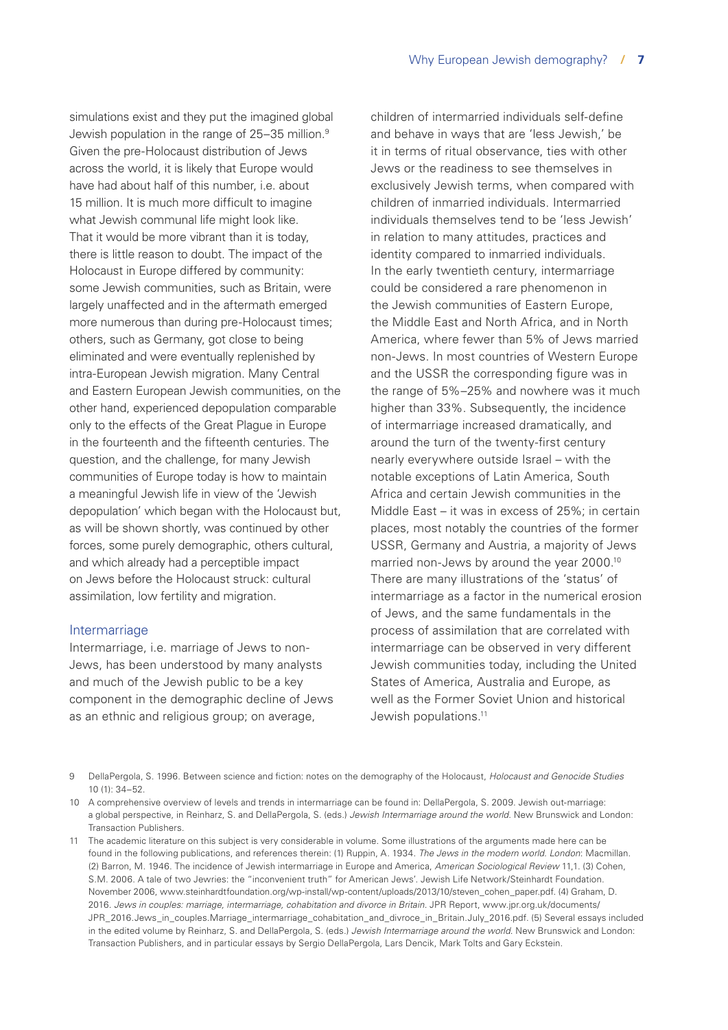simulations exist and they put the imagined global Jewish population in the range of 25–35 million.[9] Given the pre-Holocaust distribution of Jews across the world, it is likely that Europe would have had about half of this number, i.e. about 15 million. It is much more difficult to imagine what Jewish communal life might look like. That it would be more vibrant than it is today, there is little reason to doubt. The impact of the Holocaust in Europe differed by community: some Jewish communities, such as Britain, were largely unaffected and in the aftermath emerged more numerous than during pre-Holocaust times; others, such as Germany, got close to being eliminated and were eventually replenished by intra-European Jewish migration. Many Central and Eastern European Jewish communities, on the other hand, experienced depopulation comparable only to the effects of the Great Plague in Europe in the fourteenth and the fifteenth centuries. The question, and the challenge, for many Jewish communities of Europe today is how to maintain a meaningful Jewish life in view of the 'Jewish depopulation' which began with the Holocaust but, as will be shown shortly, was continued by other forces, some purely demographic, others cultural, and which already had a perceptible impact on Jews before the Holocaust struck: cultural assimilation, low fertility and migration.

## Intermarriage

Intermarriage, i.e. marriage of Jews to non-Jews, has been understood by many analysts and much of the Jewish public to be a key component in the demographic decline of Jews as an ethnic and religious group; on average, children of intermarried individuals self-define and behave in ways that are 'less Jewish,' be it in terms of ritual observance, ties with other Jews or the readiness to see themselves in exclusively Jewish terms, when compared with children of inmarried individuals. Intermarried individuals themselves tend to be 'less Jewish' in relation to many attitudes, practices and identity compared to inmarried individuals. In the early twentieth century, intermarriage could be considered a rare phenomenon in the Jewish communities of Eastern Europe, the Middle East and North Africa, and in North America, where fewer than 5% of Jews married non-Jews. In most countries of Western Europe and the USSR the corresponding figure was in the range of 5%–25% and nowhere was it much higher than 33%. Subsequently, the incidence of intermarriage increased dramatically, and around the turn of the twenty-first century nearly everywhere outside Israel – with the notable exceptions of Latin America, South Africa and certain Jewish communities in the Middle East – it was in excess of 25%; in certain places, most notably the countries of the former USSR, Germany and Austria, a majority of Jews married non-Jews by around the year 2000.[10] There are many illustrations of the 'status' of intermarriage as a factor in the numerical erosion of Jews, and the same fundamentals in the process of assimilation that are correlated with intermarriage can be observed in very different Jewish communities today, including the United States of America, Australia and Europe, as well as the Former Soviet Union and historical Jewish populations.[11]

---

9 DellaPergola, S. 1996. Between science and fiction: notes on the demography of the Holocaust, *Holocaust and Genocide Studies* 10 (1): 34–52.

10 A comprehensive overview of levels and trends in intermarriage can be found in: DellaPergola, S. 2009. Jewish out-marriage: a global perspective, in Reinharz, S. and DellaPergola, S. (eds.) *Jewish Intermarriage around the world*. New Brunswick and London: Transaction Publishers.

11 The academic literature on this subject is very considerable in volume. Some illustrations of the arguments made here can be found in the following publications, and references therein: (1) Ruppin, A. 1934. *The Jews in the modern world. London*: Macmillan. (2) Barron, M. 1946. The incidence of Jewish intermarriage in Europe and America, *American Sociological Review* 11,1. (3) Cohen, S.M. 2006. A tale of two Jewries: the "inconvenient truth" for American Jews'. Jewish Life Network/Steinhardt Foundation. November 2006, www.steinhardtfoundation.org/wp-install/wp-content/uploads/2013/10/steven_cohen_paper.pdf. (4) Graham, D. 2016. *Jews in couples: marriage, intermarriage, cohabitation and divorce in Britain*. JPR Report, www.jpr.org.uk/documents/JPR_2016.Jews_in_couples.Marriage_intermarriage_cohabitation_and_divroce_in_Britain.July_2016.pdf. (5) Several essays included in the edited volume by Reinharz, S. and DellaPergola, S. (eds.) *Jewish Intermarriage around the world*. New Brunswick and London: Transaction Publishers, and in particular essays by Sergio DellaPergola, Lars Dencik, Mark Tolts and Gary Eckstein.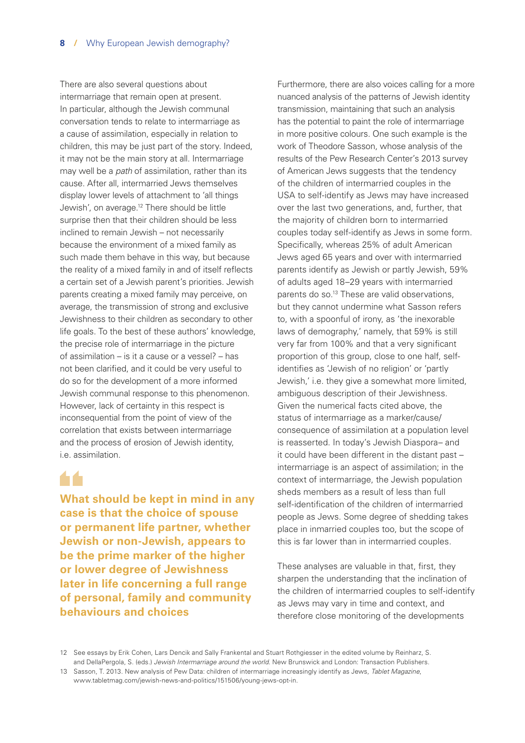There are also several questions about intermarriage that remain open at present. In particular, although the Jewish communal conversation tends to relate to intermarriage as a cause of assimilation, especially in relation to children, this may be just part of the story. Indeed, it may not be the main story at all. Intermarriage may well be a *path* of assimilation, rather than its cause. After all, intermarried Jews themselves display lower levels of attachment to 'all things Jewish', on average.[12] There should be little surprise then that their children should be less inclined to remain Jewish – not necessarily because the environment of a mixed family as such made them behave in this way, but because the reality of a mixed family in and of itself reflects a certain set of a Jewish parent's priorities. Jewish parents creating a mixed family may perceive, on average, the transmission of strong and exclusive Jewishness to their children as secondary to other life goals. To the best of these authors' knowledge, the precise role of intermarriage in the picture of assimilation – is it a cause or a vessel? – has not been clarified, and it could be very useful to do so for the development of a more informed Jewish communal response to this phenomenon. However, lack of certainty in this respect is inconsequential from the point of view of the correlation that exists between intermarriage and the process of erosion of Jewish identity, i.e. assimilation.

> **What should be kept in mind in any case is that the choice of spouse or permanent life partner, whether Jewish or non-Jewish, appears to be the prime marker of the higher or lower degree of Jewishness later in life concerning a full range of personal, family and community behaviours and choices**

Furthermore, there are also voices calling for a more nuanced analysis of the patterns of Jewish identity transmission, maintaining that such an analysis has the potential to paint the role of intermarriage in more positive colours. One such example is the work of Theodore Sasson, whose analysis of the results of the Pew Research Center's 2013 survey of American Jews suggests that the tendency of the children of intermarried couples in the USA to self-identify as Jews may have increased over the last two generations, and, further, that the majority of children born to intermarried couples today self-identify as Jews in some form. Specifically, whereas 25% of adult American Jews aged 65 years and over with intermarried parents identify as Jewish or partly Jewish, 59% of adults aged 18–29 years with intermarried parents do so.[13] These are valid observations, but they cannot undermine what Sasson refers to, with a spoonful of irony, as 'the inexorable laws of demography,' namely, that 59% is still very far from 100% and that a very significant proportion of this group, close to one half, self-identifies as 'Jewish of no religion' or 'partly Jewish,' i.e. they give a somewhat more limited, ambiguous description of their Jewishness. Given the numerical facts cited above, the status of intermarriage as a marker/cause/consequence of assimilation at a population level is reasserted. In today's Jewish Diaspora– and it could have been different in the distant past – intermarriage is an aspect of assimilation; in the context of intermarriage, the Jewish population sheds members as a result of less than full self-identification of the children of intermarried people as Jews. Some degree of shedding takes place in inmarried couples too, but the scope of this is far lower than in intermarried couples.

These analyses are valuable in that, first, they sharpen the understanding that the inclination of the children of intermarried couples to self-identify as Jews may vary in time and context, and therefore close monitoring of the developments

12 See essays by Erik Cohen, Lars Dencik and Sally Frankental and Stuart Rothgiesser in the edited volume by Reinharz, S. and DellaPergola, S. (eds.) *Jewish Intermarriage around the world*. New Brunswick and London: Transaction Publishers.

13 Sasson, T. 2013. New analysis of Pew Data: children of intermarriage increasingly identify as Jews, *Tablet Magazine*, www.tabletmag.com/jewish-news-and-politics/151506/young-jews-opt-in.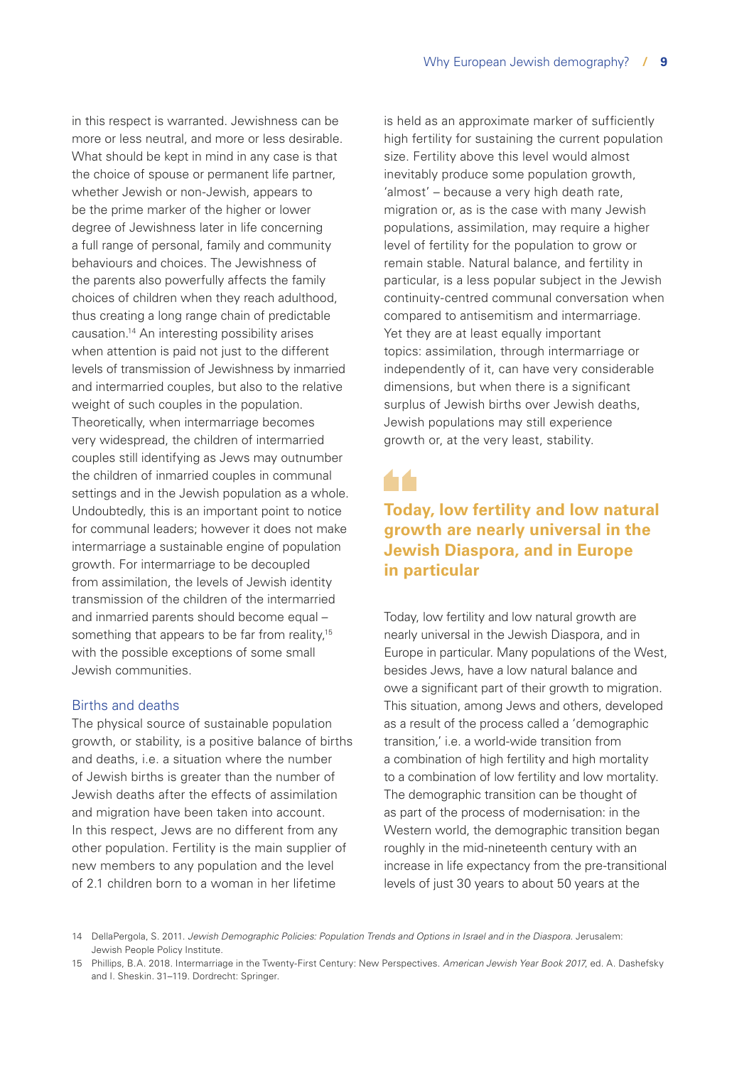in this respect is warranted. Jewishness can be more or less neutral, and more or less desirable. What should be kept in mind in any case is that the choice of spouse or permanent life partner, whether Jewish or non-Jewish, appears to be the prime marker of the higher or lower degree of Jewishness later in life concerning a full range of personal, family and community behaviours and choices. The Jewishness of the parents also powerfully affects the family choices of children when they reach adulthood, thus creating a long range chain of predictable causation.[14] An interesting possibility arises when attention is paid not just to the different levels of transmission of Jewishness by inmarried and intermarried couples, but also to the relative weight of such couples in the population. Theoretically, when intermarriage becomes very widespread, the children of intermarried couples still identifying as Jews may outnumber the children of inmarried couples in communal settings and in the Jewish population as a whole. Undoubtedly, this is an important point to notice for communal leaders; however it does not make intermarriage a sustainable engine of population growth. For intermarriage to be decoupled from assimilation, the levels of Jewish identity transmission of the children of the intermarried and inmarried parents should become equal – something that appears to be far from reality,[15] with the possible exceptions of some small Jewish communities.

## Births and deaths

The physical source of sustainable population growth, or stability, is a positive balance of births and deaths, i.e. a situation where the number of Jewish births is greater than the number of Jewish deaths after the effects of assimilation and migration have been taken into account. In this respect, Jews are no different from any other population. Fertility is the main supplier of new members to any population and the level of 2.1 children born to a woman in her lifetime is held as an approximate marker of sufficiently high fertility for sustaining the current population size. Fertility above this level would almost inevitably produce some population growth, 'almost' – because a very high death rate, migration or, as is the case with many Jewish populations, assimilation, may require a higher level of fertility for the population to grow or remain stable. Natural balance, and fertility in particular, is a less popular subject in the Jewish continuity-centred communal conversation when compared to antisemitism and intermarriage. Yet they are at least equally important topics: assimilation, through intermarriage or independently of it, can have very considerable dimensions, but when there is a significant surplus of Jewish births over Jewish deaths, Jewish populations may still experience growth or, at the very least, stability.

> **Today, low fertility and low natural growth are nearly universal in the Jewish Diaspora, and in Europe in particular**

Today, low fertility and low natural growth are nearly universal in the Jewish Diaspora, and in Europe in particular. Many populations of the West, besides Jews, have a low natural balance and owe a significant part of their growth to migration. This situation, among Jews and others, developed as a result of the process called a 'demographic transition,' i.e. a world-wide transition from a combination of high fertility and high mortality to a combination of low fertility and low mortality. The demographic transition can be thought of as part of the process of modernisation: in the Western world, the demographic transition began roughly in the mid-nineteenth century with an increase in life expectancy from the pre-transitional levels of just 30 years to about 50 years at the

14 DellaPergola, S. 2011. *Jewish Demographic Policies: Population Trends and Options in Israel and in the Diaspora*. Jerusalem: Jewish People Policy Institute.

15 Phillips, B.A. 2018. Intermarriage in the Twenty-First Century: New Perspectives. *American Jewish Year Book 2017*, ed. A. Dashefsky and I. Sheskin. 31–119. Dordrecht: Springer.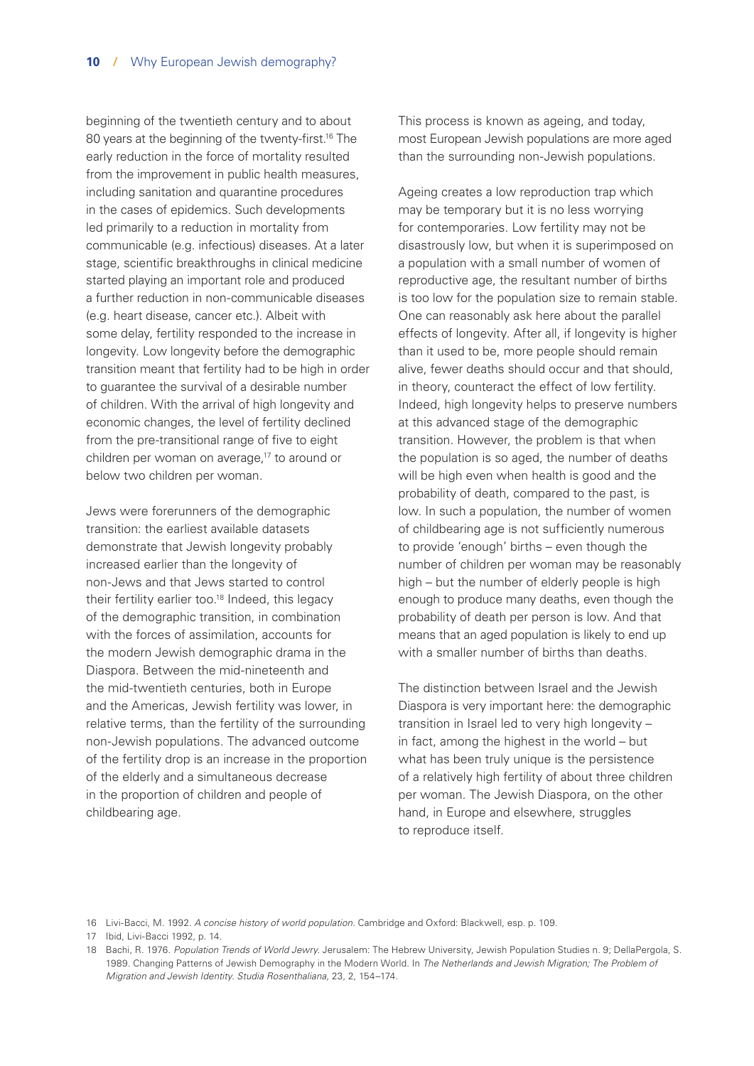beginning of the twentieth century and to about 80 years at the beginning of the twenty-first.[16] The early reduction in the force of mortality resulted from the improvement in public health measures, including sanitation and quarantine procedures in the cases of epidemics. Such developments led primarily to a reduction in mortality from communicable (e.g. infectious) diseases. At a later stage, scientific breakthroughs in clinical medicine started playing an important role and produced a further reduction in non-communicable diseases (e.g. heart disease, cancer etc.). Albeit with some delay, fertility responded to the increase in longevity. Low longevity before the demographic transition meant that fertility had to be high in order to guarantee the survival of a desirable number of children. With the arrival of high longevity and economic changes, the level of fertility declined from the pre-transitional range of five to eight children per woman on average,[17] to around or below two children per woman.

Jews were forerunners of the demographic transition: the earliest available datasets demonstrate that Jewish longevity probably increased earlier than the longevity of non-Jews and that Jews started to control their fertility earlier too.[18] Indeed, this legacy of the demographic transition, in combination with the forces of assimilation, accounts for the modern Jewish demographic drama in the Diaspora. Between the mid-nineteenth and the mid-twentieth centuries, both in Europe and the Americas, Jewish fertility was lower, in relative terms, than the fertility of the surrounding non-Jewish populations. The advanced outcome of the fertility drop is an increase in the proportion of the elderly and a simultaneous decrease in the proportion of children and people of childbearing age.

This process is known as ageing, and today, most European Jewish populations are more aged than the surrounding non-Jewish populations.

Ageing creates a low reproduction trap which may be temporary but it is no less worrying for contemporaries. Low fertility may not be disastrously low, but when it is superimposed on a population with a small number of women of reproductive age, the resultant number of births is too low for the population size to remain stable. One can reasonably ask here about the parallel effects of longevity. After all, if longevity is higher than it used to be, more people should remain alive, fewer deaths should occur and that should, in theory, counteract the effect of low fertility. Indeed, high longevity helps to preserve numbers at this advanced stage of the demographic transition. However, the problem is that when the population is so aged, the number of deaths will be high even when health is good and the probability of death, compared to the past, is low. In such a population, the number of women of childbearing age is not sufficiently numerous to provide 'enough' births – even though the number of children per woman may be reasonably high – but the number of elderly people is high enough to produce many deaths, even though the probability of death per person is low. And that means that an aged population is likely to end up with a smaller number of births than deaths.

The distinction between Israel and the Jewish Diaspora is very important here: the demographic transition in Israel led to very high longevity – in fact, among the highest in the world – but what has been truly unique is the persistence of a relatively high fertility of about three children per woman. The Jewish Diaspora, on the other hand, in Europe and elsewhere, struggles to reproduce itself.

16 Livi-Bacci, M. 1992. *A concise history of world population*. Cambridge and Oxford: Blackwell, esp. p. 109.

17 Ibid, Livi-Bacci 1992, p. 14.

18 Bachi, R. 1976. *Population Trends of World Jewry*. Jerusalem: The Hebrew University, Jewish Population Studies n. 9; DellaPergola, S. 1989. Changing Patterns of Jewish Demography in the Modern World. In *The Netherlands and Jewish Migration; The Problem of Migration and Jewish Identity. Studia Rosenthaliana*, 23, 2, 154–174.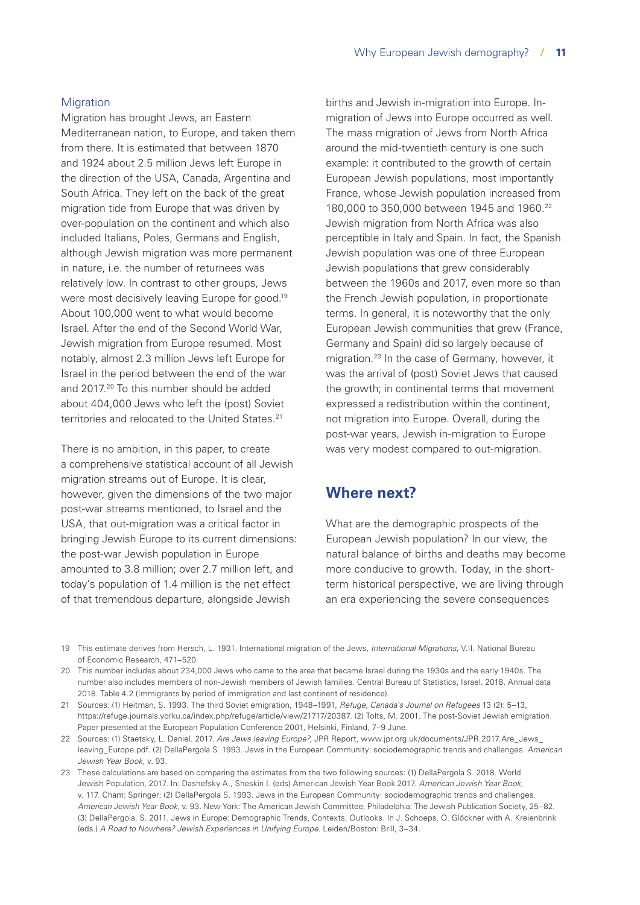### Migration

Migration has brought Jews, an Eastern Mediterranean nation, to Europe, and taken them from there. It is estimated that between 1870 and 1924 about 2.5 million Jews left Europe in the direction of the USA, Canada, Argentina and South Africa. They left on the back of the great migration tide from Europe that was driven by over-population on the continent and which also included Italians, Poles, Germans and English, although Jewish migration was more permanent in nature, i.e. the number of returnees was relatively low. In contrast to other groups, Jews were most decisively leaving Europe for good.[19] About 100,000 went to what would become Israel. After the end of the Second World War, Jewish migration from Europe resumed. Most notably, almost 2.3 million Jews left Europe for Israel in the period between the end of the war and 2017.[20] To this number should be added about 404,000 Jews who left the (post) Soviet territories and relocated to the United States.[21]

There is no ambition, in this paper, to create a comprehensive statistical account of all Jewish migration streams out of Europe. It is clear, however, given the dimensions of the two major post-war streams mentioned, to Israel and the USA, that out-migration was a critical factor in bringing Jewish Europe to its current dimensions: the post-war Jewish population in Europe amounted to 3.8 million; over 2.7 million left, and today's population of 1.4 million is the net effect of that tremendous departure, alongside Jewish births and Jewish in-migration into Europe. In-migration of Jews into Europe occurred as well. The mass migration of Jews from North Africa around the mid-twentieth century is one such example: it contributed to the growth of certain European Jewish populations, most importantly France, whose Jewish population increased from 180,000 to 350,000 between 1945 and 1960.[22] Jewish migration from North Africa was also perceptible in Italy and Spain. In fact, the Spanish Jewish population was one of three European Jewish populations that grew considerably between the 1960s and 2017, even more so than the French Jewish population, in proportionate terms. In general, it is noteworthy that the only European Jewish communities that grew (France, Germany and Spain) did so largely because of migration.[23] In the case of Germany, however, it was the arrival of (post) Soviet Jews that caused the growth; in continental terms that movement expressed a redistribution within the continent, not migration into Europe. Overall, during the post-war years, Jewish in-migration to Europe was very modest compared to out-migration.

## Where next?

What are the demographic prospects of the European Jewish population? In our view, the natural balance of births and deaths may become more conducive to growth. Today, in the short-term historical perspective, we are living through an era experiencing the severe consequences

---

19 This estimate derives from Hersch, L. 1931. International migration of the Jews, *International Migrations*, V.II. National Bureau of Economic Research, 471–520.

20 This number includes about 234,000 Jews who came to the area that became Israel during the 1930s and the early 1940s. The number also includes members of non-Jewish members of Jewish families. Central Bureau of Statistics, Israel. 2018. Annual data 2018. Table 4.2 (Immigrants by period of immigration and last continent of residence).

21 Sources: (1) Heitman, S. 1993. The third Soviet emigration, 1948–1991, *Refuge, Canada's Journal on Refugees* 13 (2): 5–13, https://refuge.journals.yorku.ca/index.php/refuge/article/view/21717/20387. (2) Tolts, M. 2001. The post-Soviet Jewish emigration. Paper presented at the European Population Conference 2001, Helsinki, Finland, 7–9 June.

22 Sources: (1) Staetsky, L. Daniel. 2017. *Are Jews leaving Europe?*, JPR Report, www.jpr.org.uk/documents/JPR.2017.Are_Jews_leaving_Europe.pdf. (2) DellaPergola S. 1993. Jews in the European Community: sociodemographic trends and challenges. *American Jewish Year Book*, v. 93.

23 These calculations are based on comparing the estimates from the two following sources: (1) DellaPergola S. 2018. World Jewish Population, 2017. In: Dashefsky A., Sheskin I. (eds) American Jewish Year Book 2017. *American Jewish Year Book*, v. 117. Cham: Springer; (2) DellaPergola S. 1993. Jews in the European Community: sociodemographic trends and challenges. *American Jewish Year Book*, v. 93. New York: The American Jewish Committee; Philadelphia: The Jewish Publication Society, 25–82. (3) DellaPergola, S. 2011. Jews in Europe: Demographic Trends, Contexts, Outlooks. In J. Schoeps, O. Glöckner with A. Kreienbrink (eds.) *A Road to Nowhere? Jewish Experiences in Unifying Europe*. Leiden/Boston: Brill, 3–34.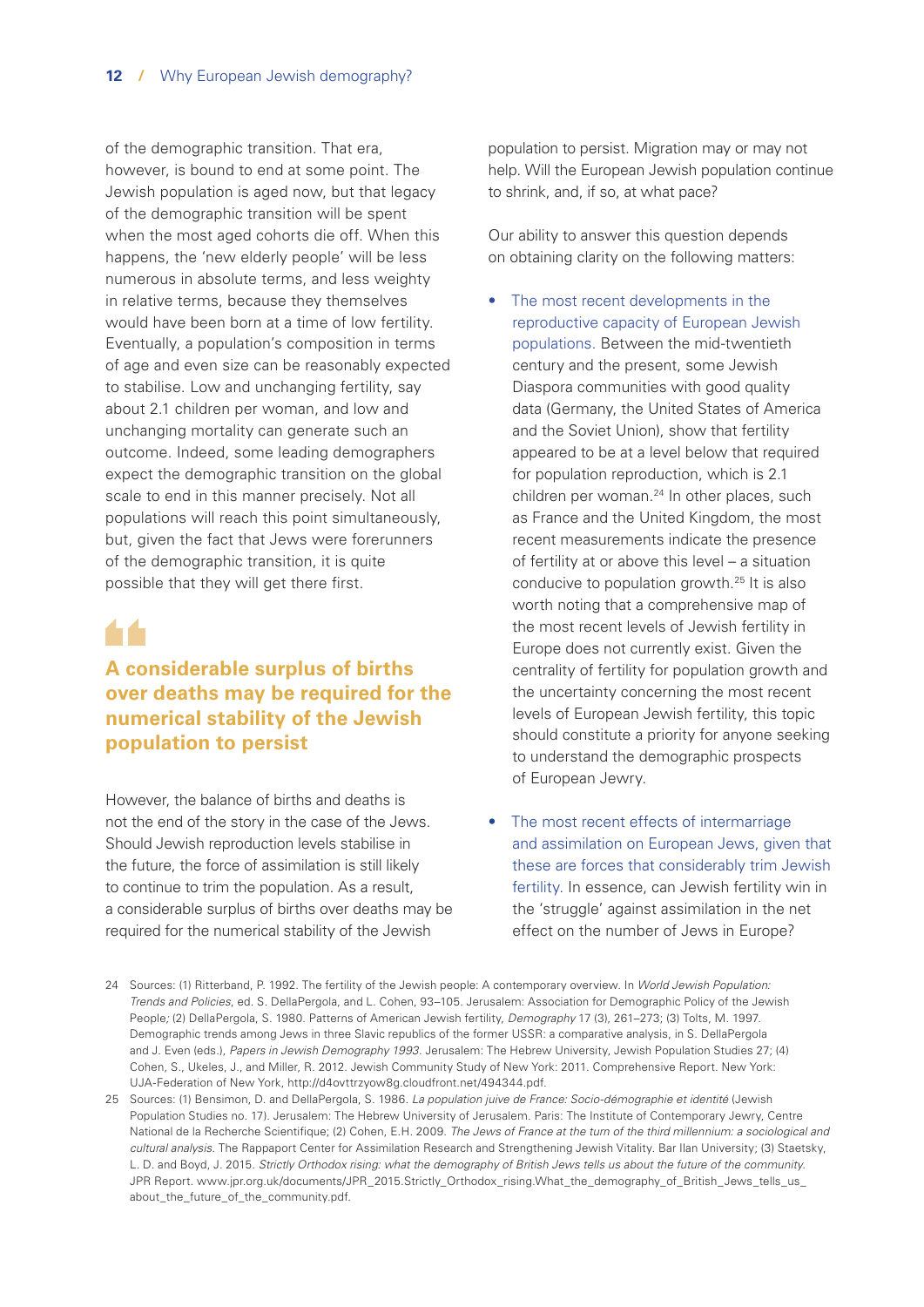of the demographic transition. That era, however, is bound to end at some point. The Jewish population is aged now, but that legacy of the demographic transition will be spent when the most aged cohorts die off. When this happens, the 'new elderly people' will be less numerous in absolute terms, and less weighty in relative terms, because they themselves would have been born at a time of low fertility. Eventually, a population's composition in terms of age and even size can be reasonably expected to stabilise. Low and unchanging fertility, say about 2.1 children per woman, and low and unchanging mortality can generate such an outcome. Indeed, some leading demographers expect the demographic transition on the global scale to end in this manner precisely. Not all populations will reach this point simultaneously, but, given the fact that Jews were forerunners of the demographic transition, it is quite possible that they will get there first.

> **A considerable surplus of births over deaths may be required for the numerical stability of the Jewish population to persist**

However, the balance of births and deaths is not the end of the story in the case of the Jews. Should Jewish reproduction levels stabilise in the future, the force of assimilation is still likely to continue to trim the population. As a result, a considerable surplus of births over deaths may be required for the numerical stability of the Jewish population to persist. Migration may or may not help. Will the European Jewish population continue to shrink, and, if so, at what pace?

Our ability to answer this question depends on obtaining clarity on the following matters:

- The most recent developments in the reproductive capacity of European Jewish populations. Between the mid-twentieth century and the present, some Jewish Diaspora communities with good quality data (Germany, the United States of America and the Soviet Union), show that fertility appeared to be at a level below that required for population reproduction, which is 2.1 children per woman.[24] In other places, such as France and the United Kingdom, the most recent measurements indicate the presence of fertility at or above this level – a situation conducive to population growth.[25] It is also worth noting that a comprehensive map of the most recent levels of Jewish fertility in Europe does not currently exist. Given the centrality of fertility for population growth and the uncertainty concerning the most recent levels of European Jewish fertility, this topic should constitute a priority for anyone seeking to understand the demographic prospects of European Jewry.

- The most recent effects of intermarriage and assimilation on European Jews, given that these are forces that considerably trim Jewish fertility. In essence, can Jewish fertility win in the 'struggle' against assimilation in the net effect on the number of Jews in Europe?

24 Sources: (1) Ritterband, P. 1992. The fertility of the Jewish people: A contemporary overview. In *World Jewish Population: Trends and Policies*, ed. S. DellaPergola, and L. Cohen, 93–105. Jerusalem: Association for Demographic Policy of the Jewish People*;* (2) DellaPergola, S. 1980. Patterns of American Jewish fertility, *Demography* 17 (3), 261–273; (3) Tolts, M. 1997. Demographic trends among Jews in three Slavic republics of the former USSR: a comparative analysis, in S. DellaPergola and J. Even (eds.), *Papers in Jewish Demography 1993*. Jerusalem: The Hebrew University, Jewish Population Studies 27; (4) Cohen, S., Ukeles, J., and Miller, R. 2012. Jewish Community Study of New York: 2011. Comprehensive Report. New York: UJA-Federation of New York, http://d4ovttrzyow8g.cloudfront.net/494344.pdf.

25 Sources: (1) Bensimon, D. and DellaPergola, S. 1986. *La population juive de France: Socio-démographie et identité* (Jewish Population Studies no. 17). Jerusalem: The Hebrew University of Jerusalem. Paris: The Institute of Contemporary Jewry, Centre National de la Recherche Scientifique; (2) Cohen, E.H. 2009. *The Jews of France at the turn of the third millennium: a sociological and cultural analysis*. The Rappaport Center for Assimilation Research and Strengthening Jewish Vitality. Bar Ilan University; (3) Staetsky, L. D. and Boyd, J. 2015. *Strictly Orthodox rising: what the demography of British Jews tells us about the future of the community.* JPR Report. www.jpr.org.uk/documents/JPR_2015.Strictly_Orthodox_rising.What_the_demography_of_British_Jews_tells_us_about_the_future_of_the_community.pdf.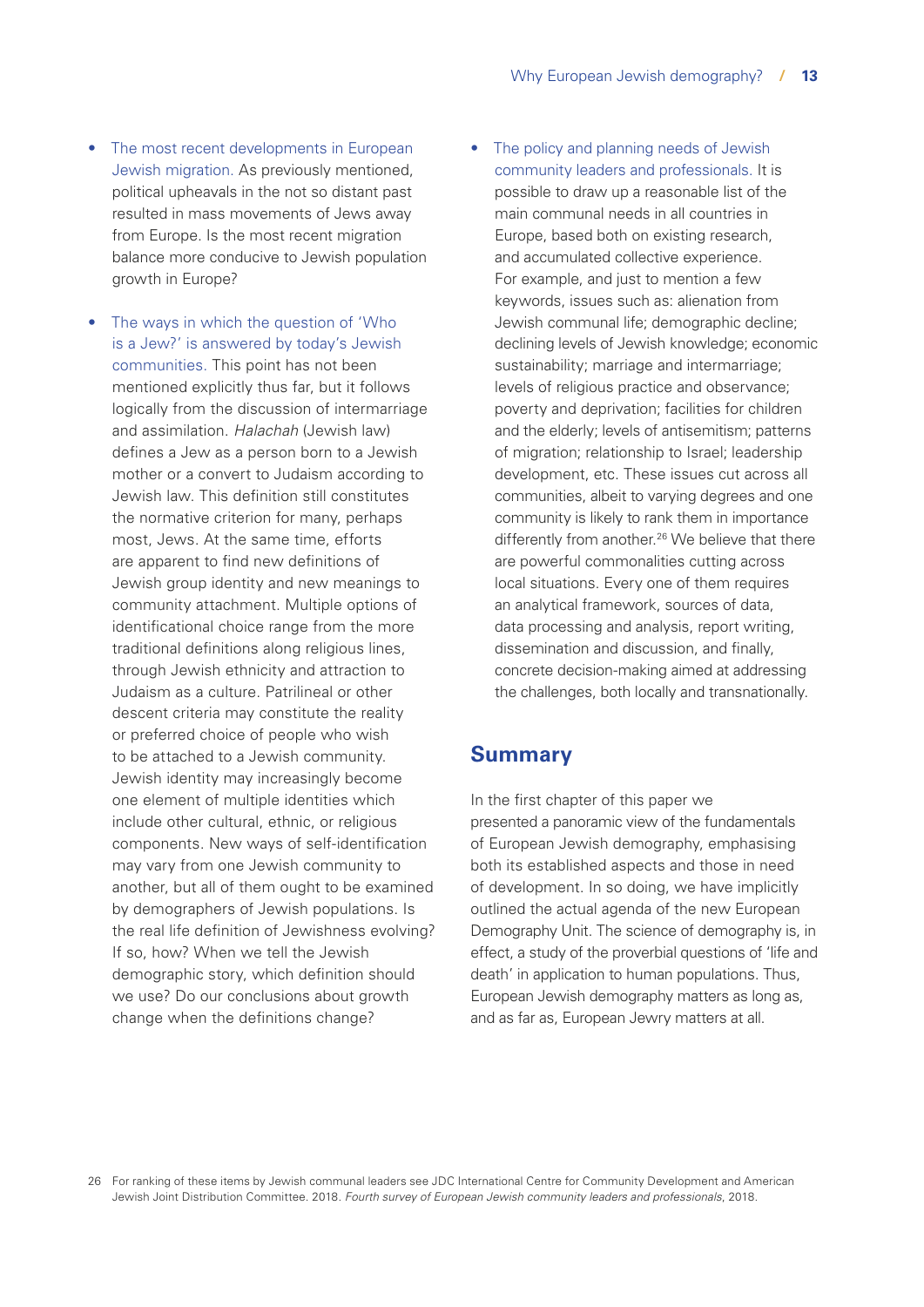- The most recent developments in European Jewish migration. As previously mentioned, political upheavals in the not so distant past resulted in mass movements of Jews away from Europe. Is the most recent migration balance more conducive to Jewish population growth in Europe?

- The ways in which the question of 'Who is a Jew?' is answered by today's Jewish communities. This point has not been mentioned explicitly thus far, but it follows logically from the discussion of intermarriage and assimilation. *Halachah* (Jewish law) defines a Jew as a person born to a Jewish mother or a convert to Judaism according to Jewish law. This definition still constitutes the normative criterion for many, perhaps most, Jews. At the same time, efforts are apparent to find new definitions of Jewish group identity and new meanings to community attachment. Multiple options of identificational choice range from the more traditional definitions along religious lines, through Jewish ethnicity and attraction to Judaism as a culture. Patrilineal or other descent criteria may constitute the reality or preferred choice of people who wish to be attached to a Jewish community. Jewish identity may increasingly become one element of multiple identities which include other cultural, ethnic, or religious components. New ways of self-identification may vary from one Jewish community to another, but all of them ought to be examined by demographers of Jewish populations. Is the real life definition of Jewishness evolving? If so, how? When we tell the Jewish demographic story, which definition should we use? Do our conclusions about growth change when the definitions change?

- The policy and planning needs of Jewish community leaders and professionals. It is possible to draw up a reasonable list of the main communal needs in all countries in Europe, based both on existing research, and accumulated collective experience. For example, and just to mention a few keywords, issues such as: alienation from Jewish communal life; demographic decline; declining levels of Jewish knowledge; economic sustainability; marriage and intermarriage; levels of religious practice and observance; poverty and deprivation; facilities for children and the elderly; levels of antisemitism; patterns of migration; relationship to Israel; leadership development, etc. These issues cut across all communities, albeit to varying degrees and one community is likely to rank them in importance differently from another.[26] We believe that there are powerful commonalities cutting across local situations. Every one of them requires an analytical framework, sources of data, data processing and analysis, report writing, dissemination and discussion, and finally, concrete decision-making aimed at addressing the challenges, both locally and transnationally.

## Summary

In the first chapter of this paper we presented a panoramic view of the fundamentals of European Jewish demography, emphasising both its established aspects and those in need of development. In so doing, we have implicitly outlined the actual agenda of the new European Demography Unit. The science of demography is, in effect, a study of the proverbial questions of 'life and death' in application to human populations. Thus, European Jewish demography matters as long as, and as far as, European Jewry matters at all.

26 For ranking of these items by Jewish communal leaders see JDC International Centre for Community Development and American Jewish Joint Distribution Committee. 2018. *Fourth survey of European Jewish community leaders and professionals*, 2018.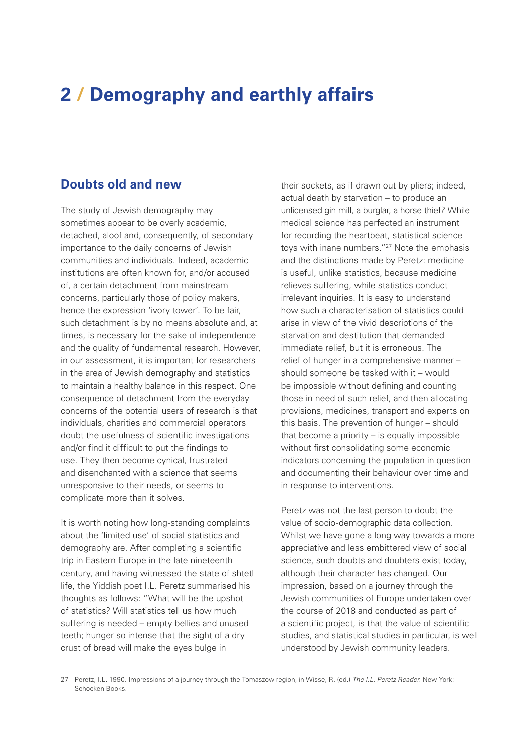# 2 / Demography and earthly affairs

## Doubts old and new

The study of Jewish demography may sometimes appear to be overly academic, detached, aloof and, consequently, of secondary importance to the daily concerns of Jewish communities and individuals. Indeed, academic institutions are often known for, and/or accused of, a certain detachment from mainstream concerns, particularly those of policy makers, hence the expression 'ivory tower'. To be fair, such detachment is by no means absolute and, at times, is necessary for the sake of independence and the quality of fundamental research. However, in our assessment, it is important for researchers in the area of Jewish demography and statistics to maintain a healthy balance in this respect. One consequence of detachment from the everyday concerns of the potential users of research is that individuals, charities and commercial operators doubt the usefulness of scientific investigations and/or find it difficult to put the findings to use. They then become cynical, frustrated and disenchanted with a science that seems unresponsive to their needs, or seems to complicate more than it solves.

It is worth noting how long-standing complaints about the 'limited use' of social statistics and demography are. After completing a scientific trip in Eastern Europe in the late nineteenth century, and having witnessed the state of shtetl life, the Yiddish poet I.L. Peretz summarised his thoughts as follows: "What will be the upshot of statistics? Will statistics tell us how much suffering is needed – empty bellies and unused teeth; hunger so intense that the sight of a dry crust of bread will make the eyes bulge in their sockets, as if drawn out by pliers; indeed, actual death by starvation – to produce an unlicensed gin mill, a burglar, a horse thief? While medical science has perfected an instrument for recording the heartbeat, statistical science toys with inane numbers."[27] Note the emphasis and the distinctions made by Peretz: medicine is useful, unlike statistics, because medicine relieves suffering, while statistics conduct irrelevant inquiries. It is easy to understand how such a characterisation of statistics could arise in view of the vivid descriptions of the starvation and destitution that demanded immediate relief, but it is erroneous. The relief of hunger in a comprehensive manner – should someone be tasked with it – would be impossible without defining and counting those in need of such relief, and then allocating provisions, medicines, transport and experts on this basis. The prevention of hunger – should that become a priority – is equally impossible without first consolidating some economic indicators concerning the population in question and documenting their behaviour over time and in response to interventions.

Peretz was not the last person to doubt the value of socio-demographic data collection. Whilst we have gone a long way towards a more appreciative and less embittered view of social science, such doubts and doubters exist today, although their character has changed. Our impression, based on a journey through the Jewish communities of Europe undertaken over the course of 2018 and conducted as part of a scientific project, is that the value of scientific studies, and statistical studies in particular, is well understood by Jewish community leaders.

27 Peretz, I.L. 1990. Impressions of a journey through the Tomaszow region, in Wisse, R. (ed.) *The I.L. Peretz Reader*. New York: Schocken Books.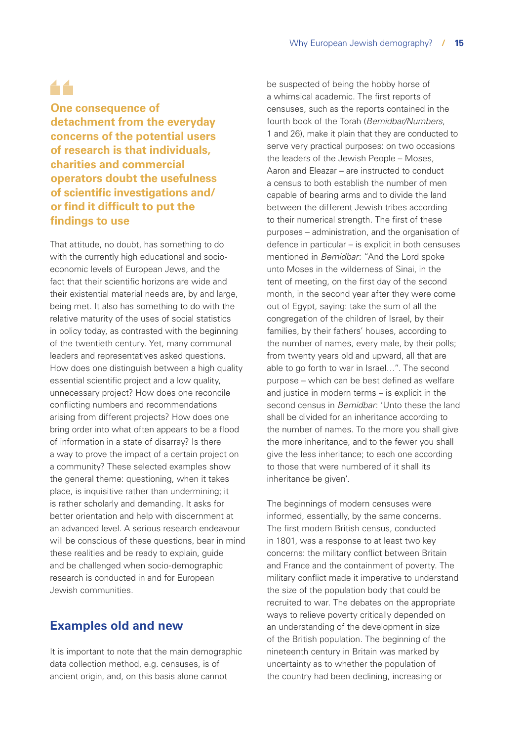> **One consequence of detachment from the everyday concerns of the potential users of research is that individuals, charities and commercial operators doubt the usefulness of scientific investigations and/or find it difficult to put the findings to use**

That attitude, no doubt, has something to do with the currently high educational and socio-economic levels of European Jews, and the fact that their scientific horizons are wide and their existential material needs are, by and large, being met. It also has something to do with the relative maturity of the uses of social statistics in policy today, as contrasted with the beginning of the twentieth century. Yet, many communal leaders and representatives asked questions. How does one distinguish between a high quality essential scientific project and a low quality, unnecessary project? How does one reconcile conflicting numbers and recommendations arising from different projects? How does one bring order into what often appears to be a flood of information in a state of disarray? Is there a way to prove the impact of a certain project on a community? These selected examples show the general theme: questioning, when it takes place, is inquisitive rather than undermining; it is rather scholarly and demanding. It asks for better orientation and help with discernment at an advanced level. A serious research endeavour will be conscious of these questions, bear in mind these realities and be ready to explain, guide and be challenged when socio-demographic research is conducted in and for European Jewish communities.

## Examples old and new

It is important to note that the main demographic data collection method, e.g. censuses, is of ancient origin, and, on this basis alone cannot be suspected of being the hobby horse of a whimsical academic. The first reports of censuses, such as the reports contained in the fourth book of the Torah (*Bemidbar/Numbers*, 1 and 26), make it plain that they are conducted to serve very practical purposes: on two occasions the leaders of the Jewish People – Moses, Aaron and Eleazar – are instructed to conduct a census to both establish the number of men capable of bearing arms and to divide the land between the different Jewish tribes according to their numerical strength. The first of these purposes – administration, and the organisation of defence in particular – is explicit in both censuses mentioned in *Bemidbar*: "And the Lord spoke unto Moses in the wilderness of Sinai, in the tent of meeting, on the first day of the second month, in the second year after they were come out of Egypt, saying: take the sum of all the congregation of the children of Israel, by their families, by their fathers' houses, according to the number of names, every male, by their polls; from twenty years old and upward, all that are able to go forth to war in Israel…". The second purpose – which can be best defined as welfare and justice in modern terms – is explicit in the second census in *Bemidbar*: 'Unto these the land shall be divided for an inheritance according to the number of names. To the more you shall give the more inheritance, and to the fewer you shall give the less inheritance; to each one according to those that were numbered of it shall its inheritance be given'.

The beginnings of modern censuses were informed, essentially, by the same concerns. The first modern British census, conducted in 1801, was a response to at least two key concerns: the military conflict between Britain and France and the containment of poverty. The military conflict made it imperative to understand the size of the population body that could be recruited to war. The debates on the appropriate ways to relieve poverty critically depended on an understanding of the development in size of the British population. The beginning of the nineteenth century in Britain was marked by uncertainty as to whether the population of the country had been declining, increasing or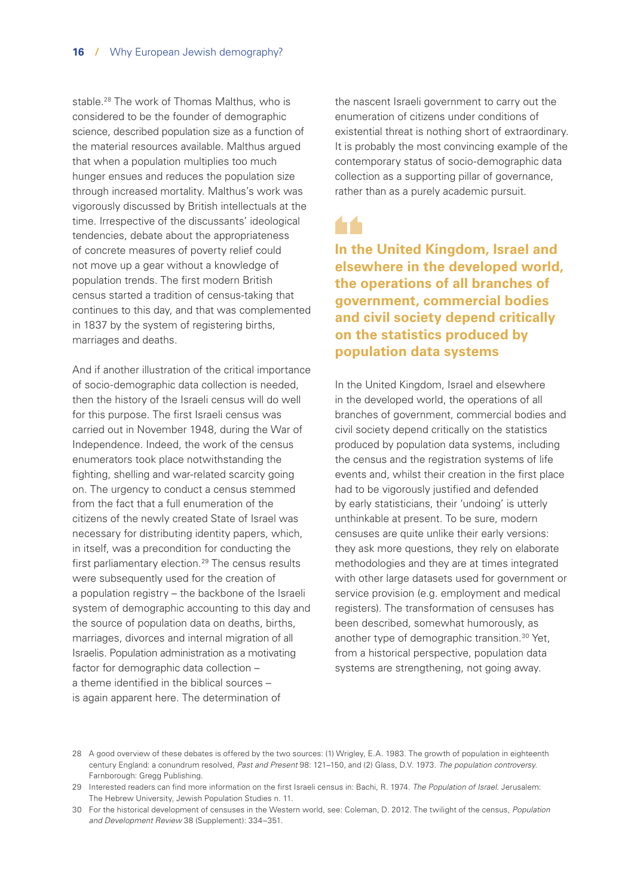stable.[28] The work of Thomas Malthus, who is considered to be the founder of demographic science, described population size as a function of the material resources available. Malthus argued that when a population multiplies too much hunger ensues and reduces the population size through increased mortality. Malthus's work was vigorously discussed by British intellectuals at the time. Irrespective of the discussants' ideological tendencies, debate about the appropriateness of concrete measures of poverty relief could not move up a gear without a knowledge of population trends. The first modern British census started a tradition of census-taking that continues to this day, and that was complemented in 1837 by the system of registering births, marriages and deaths.

And if another illustration of the critical importance of socio-demographic data collection is needed, then the history of the Israeli census will do well for this purpose. The first Israeli census was carried out in November 1948, during the War of Independence. Indeed, the work of the census enumerators took place notwithstanding the fighting, shelling and war-related scarcity going on. The urgency to conduct a census stemmed from the fact that a full enumeration of the citizens of the newly created State of Israel was necessary for distributing identity papers, which, in itself, was a precondition for conducting the first parliamentary election.[29] The census results were subsequently used for the creation of a population registry – the backbone of the Israeli system of demographic accounting to this day and the source of population data on deaths, births, marriages, divorces and internal migration of all Israelis. Population administration as a motivating factor for demographic data collection – a theme identified in the biblical sources – is again apparent here. The determination of the nascent Israeli government to carry out the enumeration of citizens under conditions of existential threat is nothing short of extraordinary. It is probably the most convincing example of the contemporary status of socio-demographic data collection as a supporting pillar of governance, rather than as a purely academic pursuit.

> **In the United Kingdom, Israel and elsewhere in the developed world, the operations of all branches of government, commercial bodies and civil society depend critically on the statistics produced by population data systems**

In the United Kingdom, Israel and elsewhere in the developed world, the operations of all branches of government, commercial bodies and civil society depend critically on the statistics produced by population data systems, including the census and the registration systems of life events and, whilst their creation in the first place had to be vigorously justified and defended by early statisticians, their 'undoing' is utterly unthinkable at present. To be sure, modern censuses are quite unlike their early versions: they ask more questions, they rely on elaborate methodologies and they are at times integrated with other large datasets used for government or service provision (e.g. employment and medical registers). The transformation of censuses has been described, somewhat humorously, as another type of demographic transition.[30] Yet, from a historical perspective, population data systems are strengthening, not going away.

---

28 A good overview of these debates is offered by the two sources: (1) Wrigley, E.A. 1983. The growth of population in eighteenth century England: a conundrum resolved, *Past and Present* 98: 121–150, and (2) Glass, D.V. 1973. *The population controversy.* Farnborough: Gregg Publishing.

29 Interested readers can find more information on the first Israeli census in: Bachi, R. 1974. *The Population of Israel.* Jerusalem: The Hebrew University, Jewish Population Studies n. 11.

30 For the historical development of censuses in the Western world, see: Coleman, D. 2012. The twilight of the census, *Population and Development Review* 38 (Supplement): 334–351.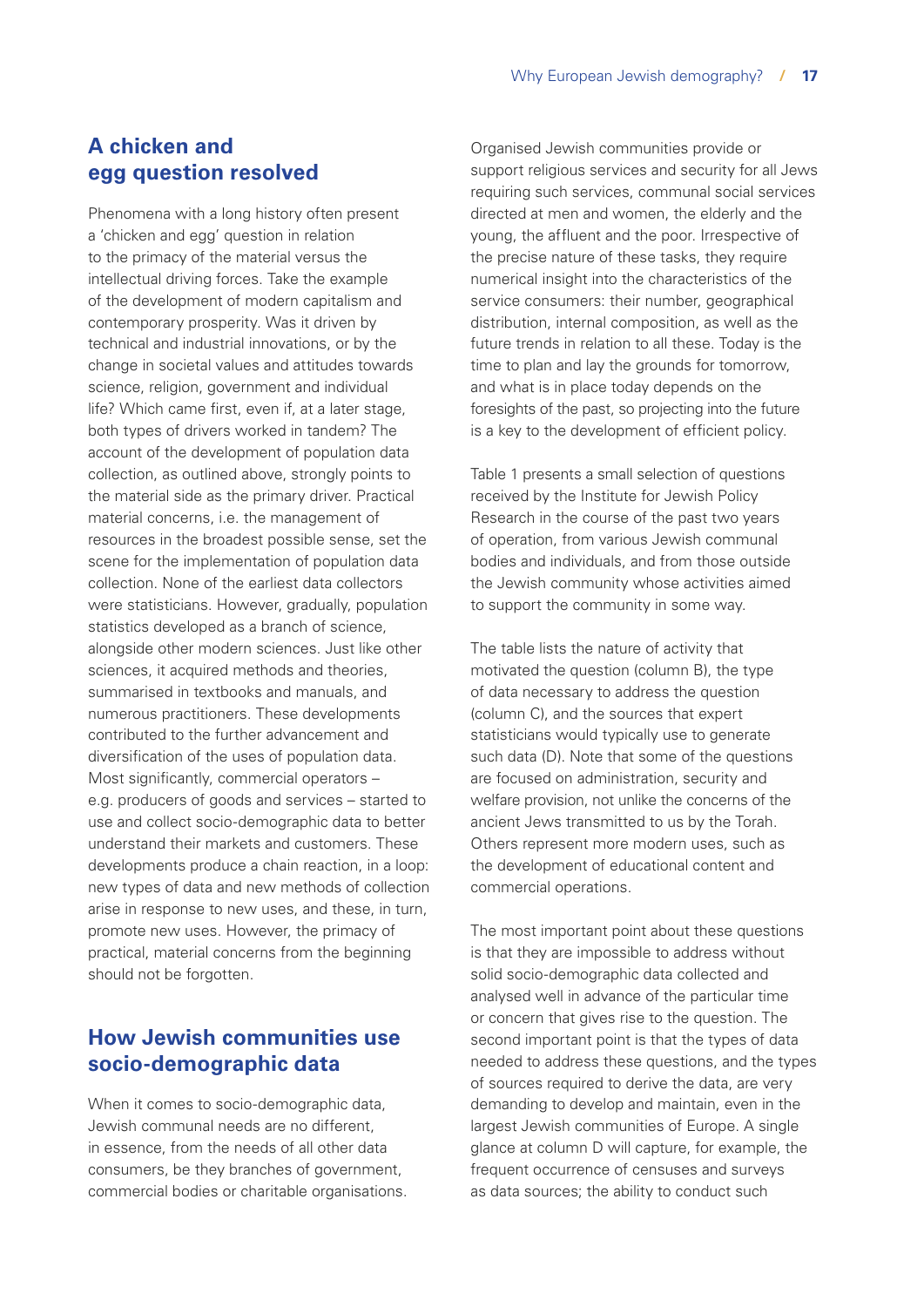## A chicken and egg question resolved

Phenomena with a long history often present a 'chicken and egg' question in relation to the primacy of the material versus the intellectual driving forces. Take the example of the development of modern capitalism and contemporary prosperity. Was it driven by technical and industrial innovations, or by the change in societal values and attitudes towards science, religion, government and individual life? Which came first, even if, at a later stage, both types of drivers worked in tandem? The account of the development of population data collection, as outlined above, strongly points to the material side as the primary driver. Practical material concerns, i.e. the management of resources in the broadest possible sense, set the scene for the implementation of population data collection. None of the earliest data collectors were statisticians. However, gradually, population statistics developed as a branch of science, alongside other modern sciences. Just like other sciences, it acquired methods and theories, summarised in textbooks and manuals, and numerous practitioners. These developments contributed to the further advancement and diversification of the uses of population data. Most significantly, commercial operators – e.g. producers of goods and services – started to use and collect socio-demographic data to better understand their markets and customers. These developments produce a chain reaction, in a loop: new types of data and new methods of collection arise in response to new uses, and these, in turn, promote new uses. However, the primacy of practical, material concerns from the beginning should not be forgotten.

## How Jewish communities use socio-demographic data

When it comes to socio-demographic data, Jewish communal needs are no different, in essence, from the needs of all other data consumers, be they branches of government, commercial bodies or charitable organisations. Organised Jewish communities provide or support religious services and security for all Jews requiring such services, communal social services directed at men and women, the elderly and the young, the affluent and the poor. Irrespective of the precise nature of these tasks, they require numerical insight into the characteristics of the service consumers: their number, geographical distribution, internal composition, as well as the future trends in relation to all these. Today is the time to plan and lay the grounds for tomorrow, and what is in place today depends on the foresights of the past, so projecting into the future is a key to the development of efficient policy.

Table 1 presents a small selection of questions received by the Institute for Jewish Policy Research in the course of the past two years of operation, from various Jewish communal bodies and individuals, and from those outside the Jewish community whose activities aimed to support the community in some way.

The table lists the nature of activity that motivated the question (column B), the type of data necessary to address the question (column C), and the sources that expert statisticians would typically use to generate such data (D). Note that some of the questions are focused on administration, security and welfare provision, not unlike the concerns of the ancient Jews transmitted to us by the Torah. Others represent more modern uses, such as the development of educational content and commercial operations.

The most important point about these questions is that they are impossible to address without solid socio-demographic data collected and analysed well in advance of the particular time or concern that gives rise to the question. The second important point is that the types of data needed to address these questions, and the types of sources required to derive the data, are very demanding to develop and maintain, even in the largest Jewish communities of Europe. A single glance at column D will capture, for example, the frequent occurrence of censuses and surveys as data sources; the ability to conduct such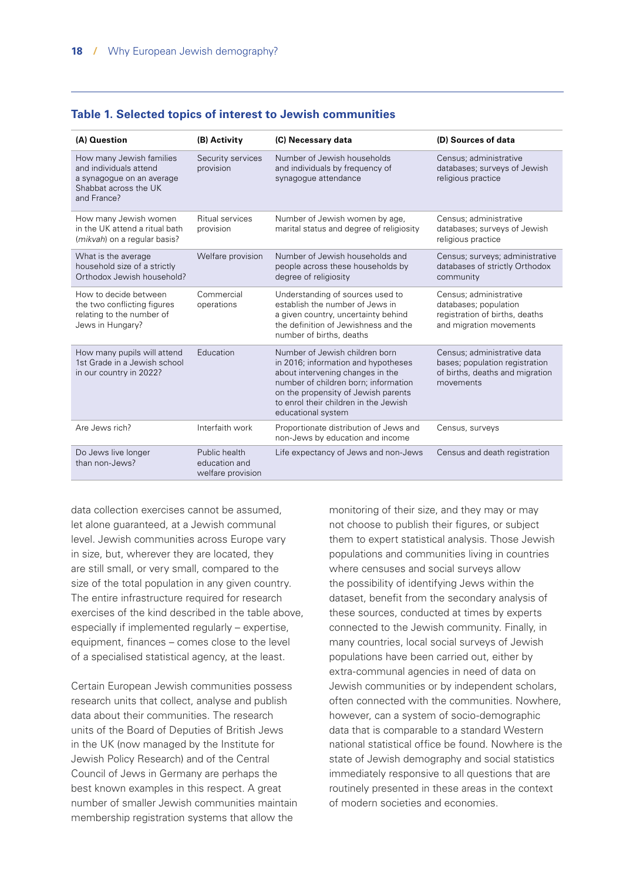### Table 1. Selected topics of interest to Jewish communities

| (A) Question | (B) Activity | (C) Necessary data | (D) Sources of data |
|---|---|---|---|
| How many Jewish families and individuals attend a synagogue on an average Shabbat across the UK and France? | Security services provision | Number of Jewish households and individuals by frequency of synagogue attendance | Census; administrative databases; surveys of Jewish religious practice |
| How many Jewish women in the UK attend a ritual bath (*mikvah*) on a regular basis? | Ritual services provision | Number of Jewish women by age, marital status and degree of religiosity | Census; administrative databases; surveys of Jewish religious practice |
| What is the average household size of a strictly Orthodox Jewish household? | Welfare provision | Number of Jewish households and people across these households by degree of religiosity | Census; surveys; administrative databases of strictly Orthodox community |
| How to decide between the two conflicting figures relating to the number of Jews in Hungary? | Commercial operations | Understanding of sources used to establish the number of Jews in a given country, uncertainty behind the definition of Jewishness and the number of births, deaths | Census; administrative databases; population registration of births, deaths and migration movements |
| How many pupils will attend 1st Grade in a Jewish school in our country in 2022? | Education | Number of Jewish children born in 2016; information and hypotheses about intervening changes in the number of children born; information on the propensity of Jewish parents to enrol their children in the Jewish educational system | Census; administrative data bases; population registration of births, deaths and migration movements |
| Are Jews rich? | Interfaith work | Proportionate distribution of Jews and non-Jews by education and income | Census, surveys |
| Do Jews live longer than non-Jews? | Public health education and welfare provision | Life expectancy of Jews and non-Jews | Census and death registration |

data collection exercises cannot be assumed, let alone guaranteed, at a Jewish communal level. Jewish communities across Europe vary in size, but, wherever they are located, they are still small, or very small, compared to the size of the total population in any given country. The entire infrastructure required for research exercises of the kind described in the table above, especially if implemented regularly – expertise, equipment, finances – comes close to the level of a specialised statistical agency, at the least.

Certain European Jewish communities possess research units that collect, analyse and publish data about their communities. The research units of the Board of Deputies of British Jews in the UK (now managed by the Institute for Jewish Policy Research) and of the Central Council of Jews in Germany are perhaps the best known examples in this respect. A great number of smaller Jewish communities maintain membership registration systems that allow the monitoring of their size, and they may or may not choose to publish their figures, or subject them to expert statistical analysis. Those Jewish populations and communities living in countries where censuses and social surveys allow the possibility of identifying Jews within the dataset, benefit from the secondary analysis of these sources, conducted at times by experts connected to the Jewish community. Finally, in many countries, local social surveys of Jewish populations have been carried out, either by extra-communal agencies in need of data on Jewish communities or by independent scholars, often connected with the communities. Nowhere, however, can a system of socio-demographic data that is comparable to a standard Western national statistical office be found. Nowhere is the state of Jewish demography and social statistics immediately responsive to all questions that are routinely presented in these areas in the context of modern societies and economies.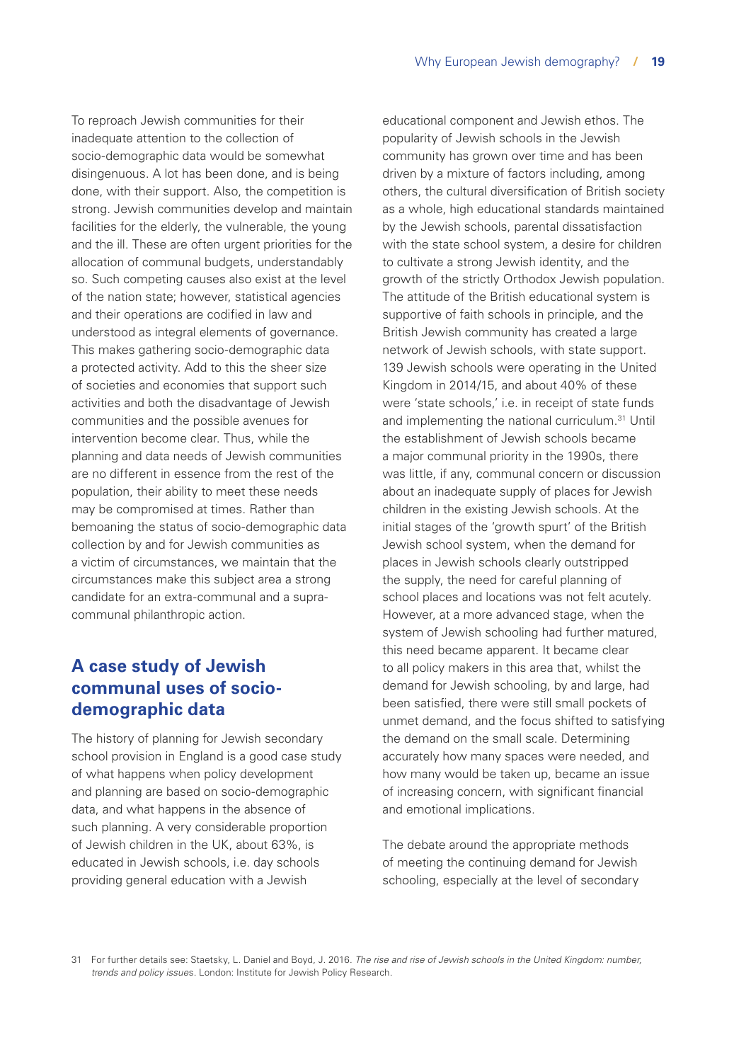To reproach Jewish communities for their inadequate attention to the collection of socio-demographic data would be somewhat disingenuous. A lot has been done, and is being done, with their support. Also, the competition is strong. Jewish communities develop and maintain facilities for the elderly, the vulnerable, the young and the ill. These are often urgent priorities for the allocation of communal budgets, understandably so. Such competing causes also exist at the level of the nation state; however, statistical agencies and their operations are codified in law and understood as integral elements of governance. This makes gathering socio-demographic data a protected activity. Add to this the sheer size of societies and economies that support such activities and both the disadvantage of Jewish communities and the possible avenues for intervention become clear. Thus, while the planning and data needs of Jewish communities are no different in essence from the rest of the population, their ability to meet these needs may be compromised at times. Rather than bemoaning the status of socio-demographic data collection by and for Jewish communities as a victim of circumstances, we maintain that the circumstances make this subject area a strong candidate for an extra-communal and a supra-communal philanthropic action.

## A case study of Jewish communal uses of socio-demographic data

The history of planning for Jewish secondary school provision in England is a good case study of what happens when policy development and planning are based on socio-demographic data, and what happens in the absence of such planning. A very considerable proportion of Jewish children in the UK, about 63%, is educated in Jewish schools, i.e. day schools providing general education with a Jewish educational component and Jewish ethos. The popularity of Jewish schools in the Jewish community has grown over time and has been driven by a mixture of factors including, among others, the cultural diversification of British society as a whole, high educational standards maintained by the Jewish schools, parental dissatisfaction with the state school system, a desire for children to cultivate a strong Jewish identity, and the growth of the strictly Orthodox Jewish population. The attitude of the British educational system is supportive of faith schools in principle, and the British Jewish community has created a large network of Jewish schools, with state support. 139 Jewish schools were operating in the United Kingdom in 2014/15, and about 40% of these were 'state schools,' i.e. in receipt of state funds and implementing the national curriculum.[31] Until the establishment of Jewish schools became a major communal priority in the 1990s, there was little, if any, communal concern or discussion about an inadequate supply of places for Jewish children in the existing Jewish schools. At the initial stages of the 'growth spurt' of the British Jewish school system, when the demand for places in Jewish schools clearly outstripped the supply, the need for careful planning of school places and locations was not felt acutely. However, at a more advanced stage, when the system of Jewish schooling had further matured, this need became apparent. It became clear to all policy makers in this area that, whilst the demand for Jewish schooling, by and large, had been satisfied, there were still small pockets of unmet demand, and the focus shifted to satisfying the demand on the small scale. Determining accurately how many spaces were needed, and how many would be taken up, became an issue of increasing concern, with significant financial and emotional implications.

The debate around the appropriate methods of meeting the continuing demand for Jewish schooling, especially at the level of secondary

31 For further details see: Staetsky, L. Daniel and Boyd, J. 2016. *The rise and rise of Jewish schools in the United Kingdom: number, trends and policy issues*. London: Institute for Jewish Policy Research.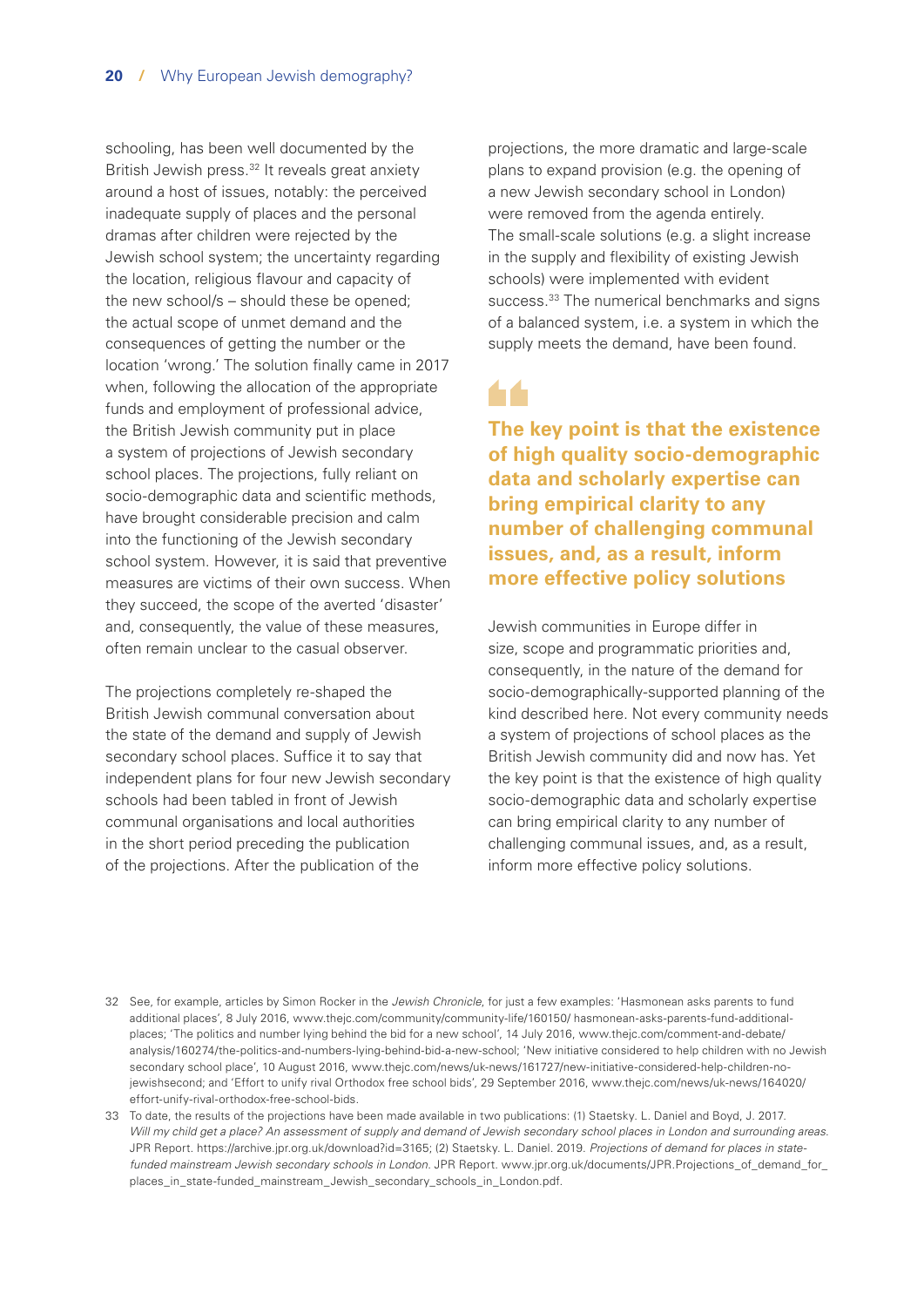schooling, has been well documented by the British Jewish press.[32] It reveals great anxiety around a host of issues, notably: the perceived inadequate supply of places and the personal dramas after children were rejected by the Jewish school system; the uncertainty regarding the location, religious flavour and capacity of the new school/s – should these be opened; the actual scope of unmet demand and the consequences of getting the number or the location 'wrong.' The solution finally came in 2017 when, following the allocation of the appropriate funds and employment of professional advice, the British Jewish community put in place a system of projections of Jewish secondary school places. The projections, fully reliant on socio-demographic data and scientific methods, have brought considerable precision and calm into the functioning of the Jewish secondary school system. However, it is said that preventive measures are victims of their own success. When they succeed, the scope of the averted 'disaster' and, consequently, the value of these measures, often remain unclear to the casual observer.

The projections completely re-shaped the British Jewish communal conversation about the state of the demand and supply of Jewish secondary school places. Suffice it to say that independent plans for four new Jewish secondary schools had been tabled in front of Jewish communal organisations and local authorities in the short period preceding the publication of the projections. After the publication of the projections, the more dramatic and large-scale plans to expand provision (e.g. the opening of a new Jewish secondary school in London) were removed from the agenda entirely. The small-scale solutions (e.g. a slight increase in the supply and flexibility of existing Jewish schools) were implemented with evident success.[33] The numerical benchmarks and signs of a balanced system, i.e. a system in which the supply meets the demand, have been found.

> **The key point is that the existence of high quality socio-demographic data and scholarly expertise can bring empirical clarity to any number of challenging communal issues, and, as a result, inform more effective policy solutions**

Jewish communities in Europe differ in size, scope and programmatic priorities and, consequently, in the nature of the demand for socio-demographically-supported planning of the kind described here. Not every community needs a system of projections of school places as the British Jewish community did and now has. Yet the key point is that the existence of high quality socio-demographic data and scholarly expertise can bring empirical clarity to any number of challenging communal issues, and, as a result, inform more effective policy solutions.

---

32 See, for example, articles by Simon Rocker in the *Jewish Chronicle*, for just a few examples: 'Hasmonean asks parents to fund additional places', 8 July 2016, www.thejc.com/community/community-life/160150/ hasmonean-asks-parents-fund-additional-places; 'The politics and number lying behind the bid for a new school', 14 July 2016, www.thejc.com/comment-and-debate/analysis/160274/the-politics-and-numbers-lying-behind-bid-a-new-school; 'New initiative considered to help children with no Jewish secondary school place', 10 August 2016, www.thejc.com/news/uk-news/161727/new-initiative-considered-help-children-no-jewishsecond; and 'Effort to unify rival Orthodox free school bids', 29 September 2016, www.thejc.com/news/uk-news/164020/effort-unify-rival-orthodox-free-school-bids.

33 To date, the results of the projections have been made available in two publications: (1) Staetsky. L. Daniel and Boyd, J. 2017. *Will my child get a place? An assessment of supply and demand of Jewish secondary school places in London and surrounding areas.* JPR Report. https://archive.jpr.org.uk/download?id=3165; (2) Staetsky. L. Daniel. 2019. *Projections of demand for places in state-funded mainstream Jewish secondary schools in London.* JPR Report. www.jpr.org.uk/documents/JPR.Projections_of_demand_for_places_in_state-funded_mainstream_Jewish_secondary_schools_in_London.pdf.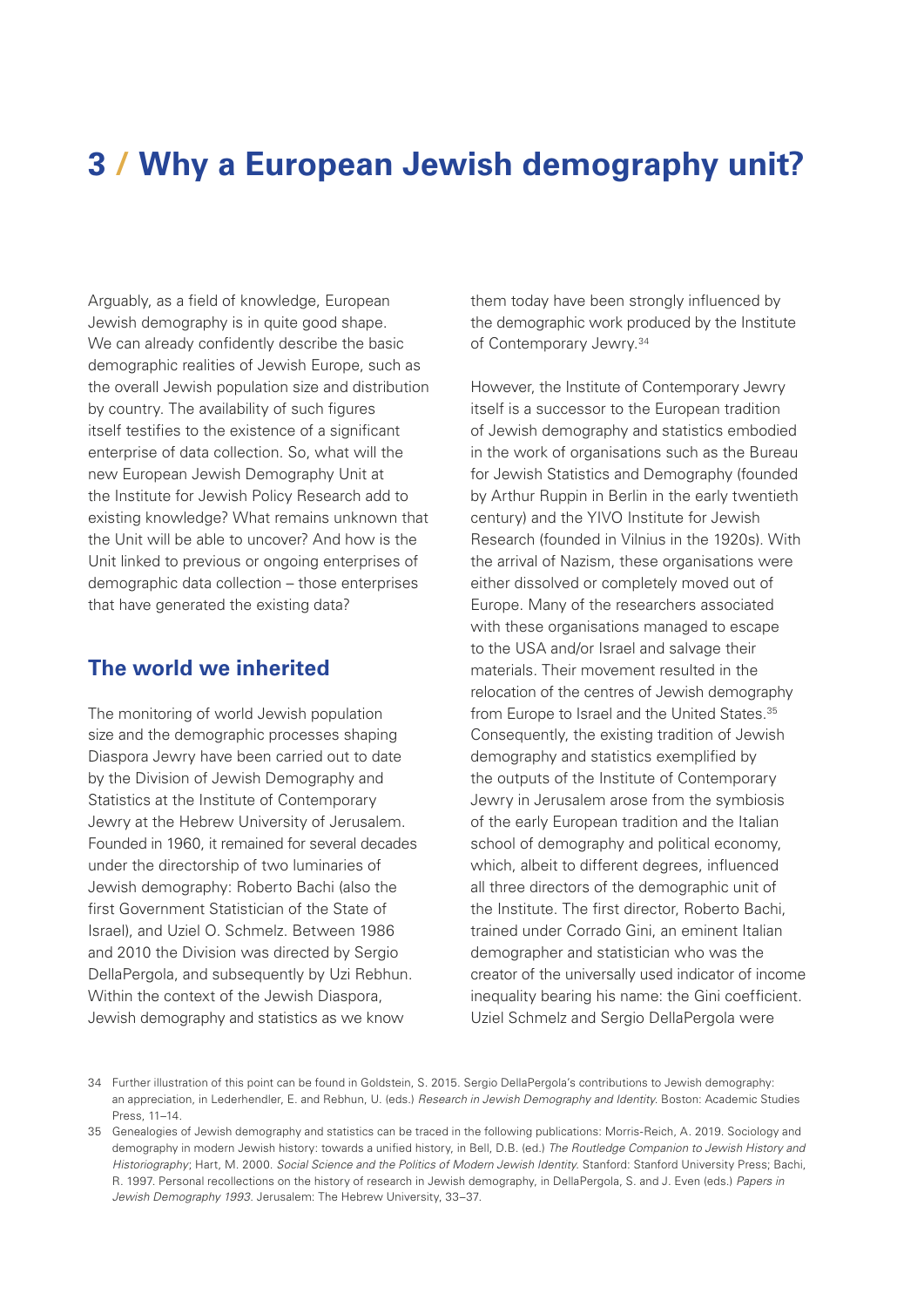# 3 / Why a European Jewish demography unit?

Arguably, as a field of knowledge, European Jewish demography is in quite good shape. We can already confidently describe the basic demographic realities of Jewish Europe, such as the overall Jewish population size and distribution by country. The availability of such figures itself testifies to the existence of a significant enterprise of data collection. So, what will the new European Jewish Demography Unit at the Institute for Jewish Policy Research add to existing knowledge? What remains unknown that the Unit will be able to uncover? And how is the Unit linked to previous or ongoing enterprises of demographic data collection – those enterprises that have generated the existing data?

## The world we inherited

The monitoring of world Jewish population size and the demographic processes shaping Diaspora Jewry have been carried out to date by the Division of Jewish Demography and Statistics at the Institute of Contemporary Jewry at the Hebrew University of Jerusalem. Founded in 1960, it remained for several decades under the directorship of two luminaries of Jewish demography: Roberto Bachi (also the first Government Statistician of the State of Israel), and Uziel O. Schmelz. Between 1986 and 2010 the Division was directed by Sergio DellaPergola, and subsequently by Uzi Rebhun. Within the context of the Jewish Diaspora, Jewish demography and statistics as we know them today have been strongly influenced by the demographic work produced by the Institute of Contemporary Jewry.[34]

However, the Institute of Contemporary Jewry itself is a successor to the European tradition of Jewish demography and statistics embodied in the work of organisations such as the Bureau for Jewish Statistics and Demography (founded by Arthur Ruppin in Berlin in the early twentieth century) and the YIVO Institute for Jewish Research (founded in Vilnius in the 1920s). With the arrival of Nazism, these organisations were either dissolved or completely moved out of Europe. Many of the researchers associated with these organisations managed to escape to the USA and/or Israel and salvage their materials. Their movement resulted in the relocation of the centres of Jewish demography from Europe to Israel and the United States.[35] Consequently, the existing tradition of Jewish demography and statistics exemplified by the outputs of the Institute of Contemporary Jewry in Jerusalem arose from the symbiosis of the early European tradition and the Italian school of demography and political economy, which, albeit to different degrees, influenced all three directors of the demographic unit of the Institute. The first director, Roberto Bachi, trained under Corrado Gini, an eminent Italian demographer and statistician who was the creator of the universally used indicator of income inequality bearing his name: the Gini coefficient. Uziel Schmelz and Sergio DellaPergola were

34 Further illustration of this point can be found in Goldstein, S. 2015. Sergio DellaPergola's contributions to Jewish demography: an appreciation, in Lederhendler, E. and Rebhun, U. (eds.) *Research in Jewish Demography and Identity*. Boston: Academic Studies Press, 11–14.

35 Genealogies of Jewish demography and statistics can be traced in the following publications: Morris-Reich, A. 2019. Sociology and demography in modern Jewish history: towards a unified history, in Bell, D.B. (ed.) *The Routledge Companion to Jewish History and Historiography*; Hart, M. 2000. *Social Science and the Politics of Modern Jewish Identity*. Stanford: Stanford University Press; Bachi, R. 1997. Personal recollections on the history of research in Jewish demography, in DellaPergola, S. and J. Even (eds.) *Papers in Jewish Demography 1993*. Jerusalem: The Hebrew University, 33–37.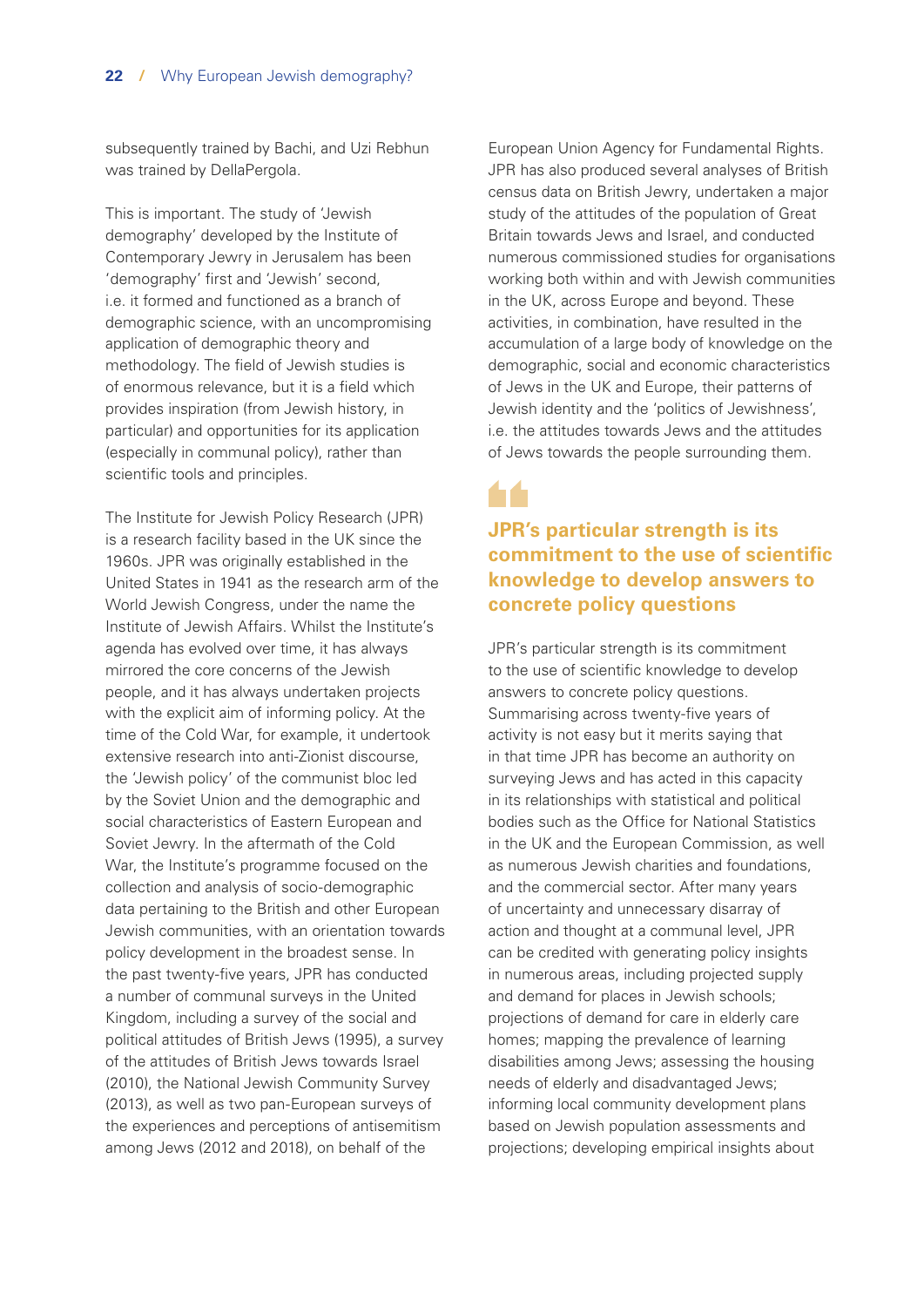subsequently trained by Bachi, and Uzi Rebhun was trained by DellaPergola.

This is important. The study of 'Jewish demography' developed by the Institute of Contemporary Jewry in Jerusalem has been 'demography' first and 'Jewish' second, i.e. it formed and functioned as a branch of demographic science, with an uncompromising application of demographic theory and methodology. The field of Jewish studies is of enormous relevance, but it is a field which provides inspiration (from Jewish history, in particular) and opportunities for its application (especially in communal policy), rather than scientific tools and principles.

The Institute for Jewish Policy Research (JPR) is a research facility based in the UK since the 1960s. JPR was originally established in the United States in 1941 as the research arm of the World Jewish Congress, under the name the Institute of Jewish Affairs. Whilst the Institute's agenda has evolved over time, it has always mirrored the core concerns of the Jewish people, and it has always undertaken projects with the explicit aim of informing policy. At the time of the Cold War, for example, it undertook extensive research into anti-Zionist discourse, the 'Jewish policy' of the communist bloc led by the Soviet Union and the demographic and social characteristics of Eastern European and Soviet Jewry. In the aftermath of the Cold War, the Institute's programme focused on the collection and analysis of socio-demographic data pertaining to the British and other European Jewish communities, with an orientation towards policy development in the broadest sense. In the past twenty-five years, JPR has conducted a number of communal surveys in the United Kingdom, including a survey of the social and political attitudes of British Jews (1995), a survey of the attitudes of British Jews towards Israel (2010), the National Jewish Community Survey (2013), as well as two pan-European surveys of the experiences and perceptions of antisemitism among Jews (2012 and 2018), on behalf of the European Union Agency for Fundamental Rights. JPR has also produced several analyses of British census data on British Jewry, undertaken a major study of the attitudes of the population of Great Britain towards Jews and Israel, and conducted numerous commissioned studies for organisations working both within and with Jewish communities in the UK, across Europe and beyond. These activities, in combination, have resulted in the accumulation of a large body of knowledge on the demographic, social and economic characteristics of Jews in the UK and Europe, their patterns of Jewish identity and the 'politics of Jewishness', i.e. the attitudes towards Jews and the attitudes of Jews towards the people surrounding them.

> **JPR's particular strength is its commitment to the use of scientific knowledge to develop answers to concrete policy questions**

JPR's particular strength is its commitment to the use of scientific knowledge to develop answers to concrete policy questions. Summarising across twenty-five years of activity is not easy but it merits saying that in that time JPR has become an authority on surveying Jews and has acted in this capacity in its relationships with statistical and political bodies such as the Office for National Statistics in the UK and the European Commission, as well as numerous Jewish charities and foundations, and the commercial sector. After many years of uncertainty and unnecessary disarray of action and thought at a communal level, JPR can be credited with generating policy insights in numerous areas, including projected supply and demand for places in Jewish schools; projections of demand for care in elderly care homes; mapping the prevalence of learning disabilities among Jews; assessing the housing needs of elderly and disadvantaged Jews; informing local community development plans based on Jewish population assessments and projections; developing empirical insights about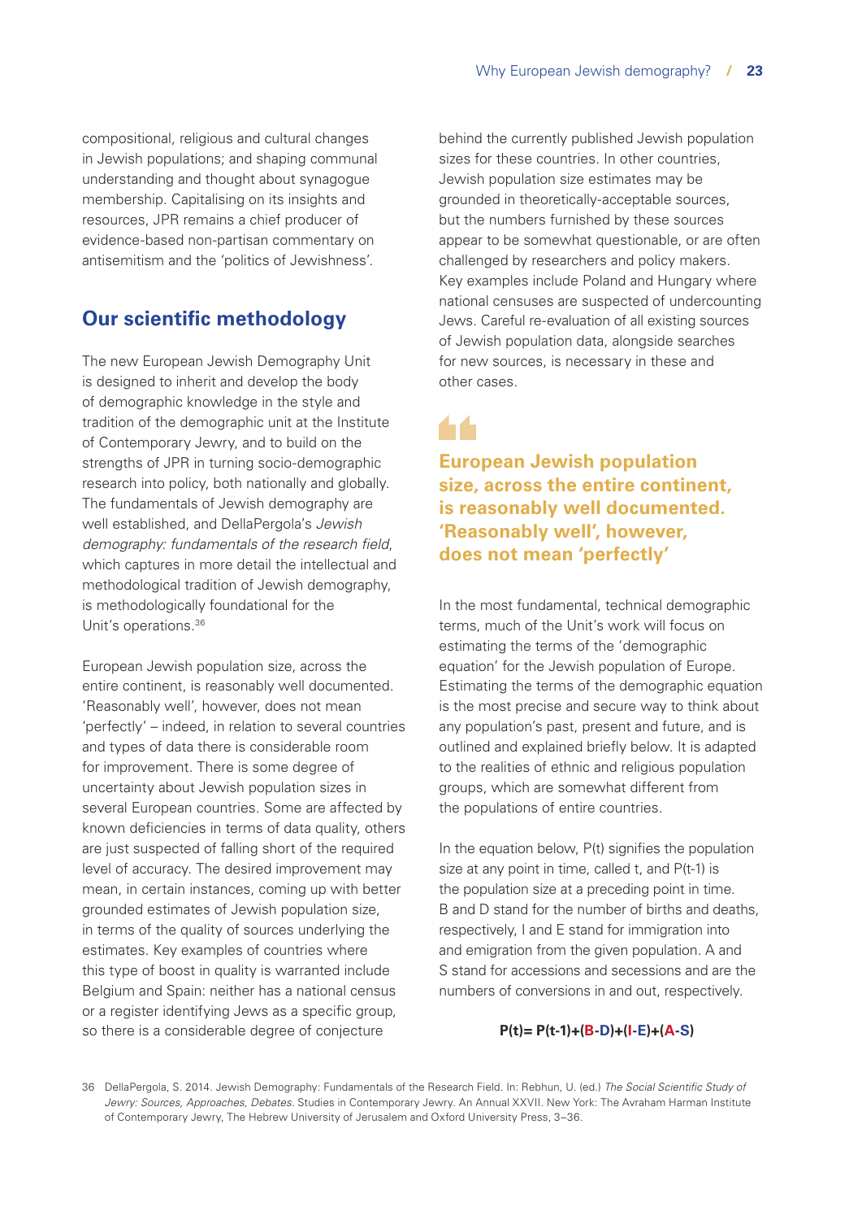compositional, religious and cultural changes in Jewish populations; and shaping communal understanding and thought about synagogue membership. Capitalising on its insights and resources, JPR remains a chief producer of evidence-based non-partisan commentary on antisemitism and the 'politics of Jewishness'.

## Our scientific methodology

The new European Jewish Demography Unit is designed to inherit and develop the body of demographic knowledge in the style and tradition of the demographic unit at the Institute of Contemporary Jewry, and to build on the strengths of JPR in turning socio-demographic research into policy, both nationally and globally. The fundamentals of Jewish demography are well established, and DellaPergola's *Jewish demography: fundamentals of the research field*, which captures in more detail the intellectual and methodological tradition of Jewish demography, is methodologically foundational for the Unit's operations.[36]

European Jewish population size, across the entire continent, is reasonably well documented. 'Reasonably well', however, does not mean 'perfectly' – indeed, in relation to several countries and types of data there is considerable room for improvement. There is some degree of uncertainty about Jewish population sizes in several European countries. Some are affected by known deficiencies in terms of data quality, others are just suspected of falling short of the required level of accuracy. The desired improvement may mean, in certain instances, coming up with better grounded estimates of Jewish population size, in terms of the quality of sources underlying the estimates. Key examples of countries where this type of boost in quality is warranted include Belgium and Spain: neither has a national census or a register identifying Jews as a specific group, so there is a considerable degree of conjecture behind the currently published Jewish population sizes for these countries. In other countries, Jewish population size estimates may be grounded in theoretically-acceptable sources, but the numbers furnished by these sources appear to be somewhat questionable, or are often challenged by researchers and policy makers. Key examples include Poland and Hungary where national censuses are suspected of undercounting Jews. Careful re-evaluation of all existing sources of Jewish population data, alongside searches for new sources, is necessary in these and other cases.

> **European Jewish population size, across the entire continent, is reasonably well documented. 'Reasonably well', however, does not mean 'perfectly'**

In the most fundamental, technical demographic terms, much of the Unit's work will focus on estimating the terms of the 'demographic equation' for the Jewish population of Europe. Estimating the terms of the demographic equation is the most precise and secure way to think about any population's past, present and future, and is outlined and explained briefly below. It is adapted to the realities of ethnic and religious population groups, which are somewhat different from the populations of entire countries.

In the equation below, P(t) signifies the population size at any point in time, called t, and P(t-1) is the population size at a preceding point in time. B and D stand for the number of births and deaths, respectively, I and E stand for immigration into and emigration from the given population. A and S stand for accessions and secessions and are the numbers of conversions in and out, respectively.

$$P(t) = P(t-1) + (B - D) + (I - E) + (A - S)$$

36 DellaPergola, S. 2014. Jewish Demography: Fundamentals of the Research Field. In: Rebhun, U. (ed.) *The Social Scientific Study of Jewry: Sources, Approaches, Debates*. Studies in Contemporary Jewry. An Annual XXVII. New York: The Avraham Harman Institute of Contemporary Jewry, The Hebrew University of Jerusalem and Oxford University Press, 3–36.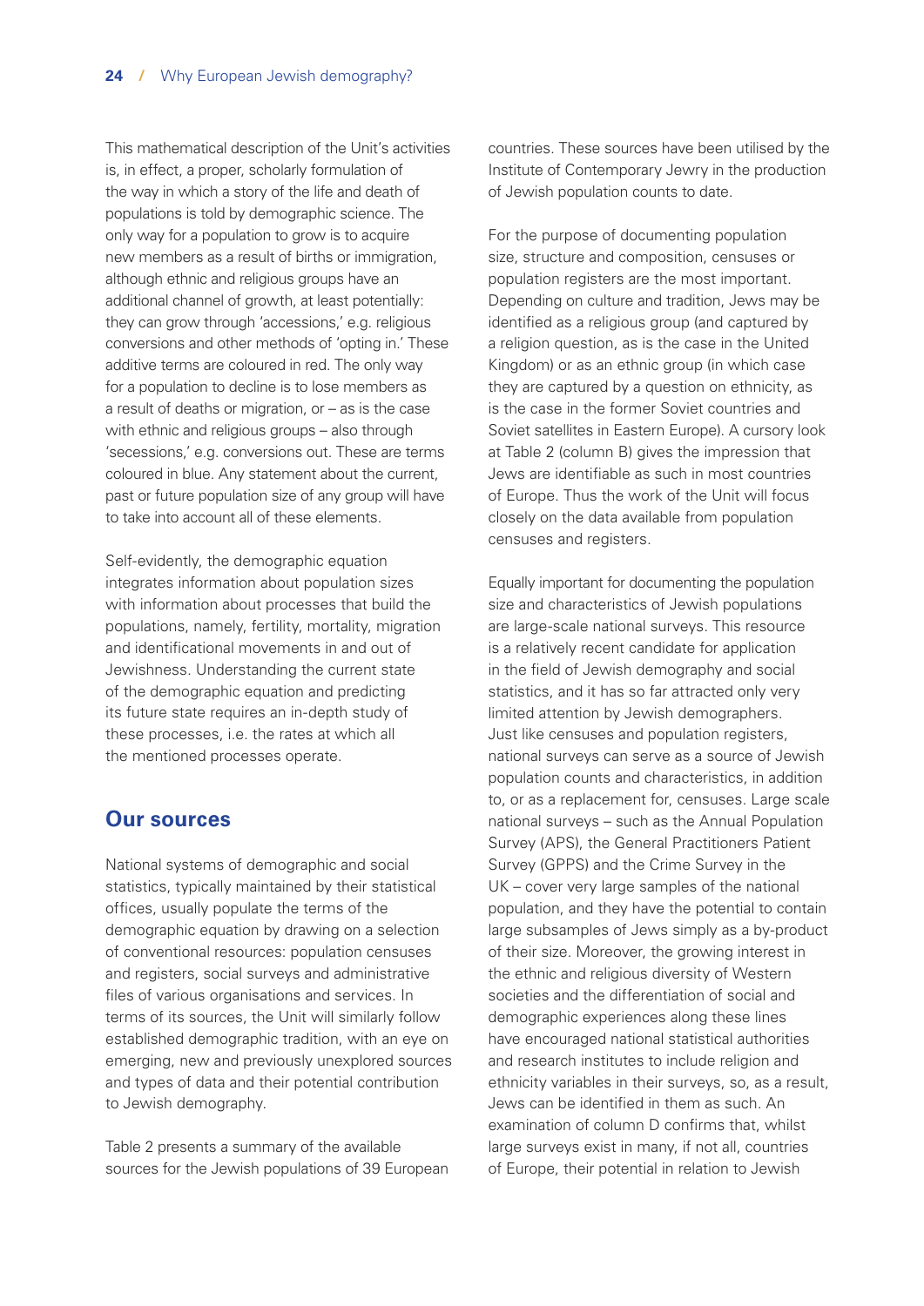This mathematical description of the Unit's activities is, in effect, a proper, scholarly formulation of the way in which a story of the life and death of populations is told by demographic science. The only way for a population to grow is to acquire new members as a result of births or immigration, although ethnic and religious groups have an additional channel of growth, at least potentially: they can grow through 'accessions,' e.g. religious conversions and other methods of 'opting in.' These additive terms are coloured in red. The only way for a population to decline is to lose members as a result of deaths or migration, or – as is the case with ethnic and religious groups – also through 'secessions,' e.g. conversions out. These are terms coloured in blue. Any statement about the current, past or future population size of any group will have to take into account all of these elements.

Self-evidently, the demographic equation integrates information about population sizes with information about processes that build the populations, namely, fertility, mortality, migration and identificational movements in and out of Jewishness. Understanding the current state of the demographic equation and predicting its future state requires an in-depth study of these processes, i.e. the rates at which all the mentioned processes operate.

## Our sources

National systems of demographic and social statistics, typically maintained by their statistical offices, usually populate the terms of the demographic equation by drawing on a selection of conventional resources: population censuses and registers, social surveys and administrative files of various organisations and services. In terms of its sources, the Unit will similarly follow established demographic tradition, with an eye on emerging, new and previously unexplored sources and types of data and their potential contribution to Jewish demography.

Table 2 presents a summary of the available sources for the Jewish populations of 39 European countries. These sources have been utilised by the Institute of Contemporary Jewry in the production of Jewish population counts to date.

For the purpose of documenting population size, structure and composition, censuses or population registers are the most important. Depending on culture and tradition, Jews may be identified as a religious group (and captured by a religion question, as is the case in the United Kingdom) or as an ethnic group (in which case they are captured by a question on ethnicity, as is the case in the former Soviet countries and Soviet satellites in Eastern Europe). A cursory look at Table 2 (column B) gives the impression that Jews are identifiable as such in most countries of Europe. Thus the work of the Unit will focus closely on the data available from population censuses and registers.

Equally important for documenting the population size and characteristics of Jewish populations are large-scale national surveys. This resource is a relatively recent candidate for application in the field of Jewish demography and social statistics, and it has so far attracted only very limited attention by Jewish demographers. Just like censuses and population registers, national surveys can serve as a source of Jewish population counts and characteristics, in addition to, or as a replacement for, censuses. Large scale national surveys – such as the Annual Population Survey (APS), the General Practitioners Patient Survey (GPPS) and the Crime Survey in the UK – cover very large samples of the national population, and they have the potential to contain large subsamples of Jews simply as a by-product of their size. Moreover, the growing interest in the ethnic and religious diversity of Western societies and the differentiation of social and demographic experiences along these lines have encouraged national statistical authorities and research institutes to include religion and ethnicity variables in their surveys, so, as a result, Jews can be identified in them as such. An examination of column D confirms that, whilst large surveys exist in many, if not all, countries of Europe, their potential in relation to Jewish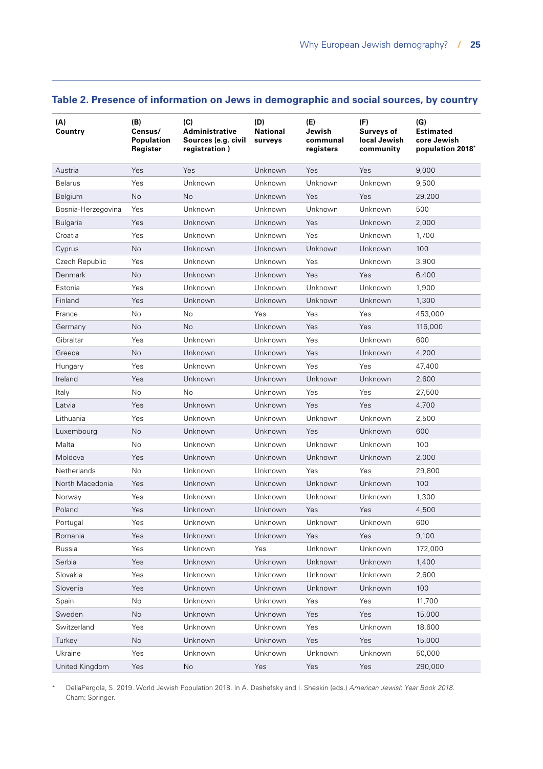## Table 2. Presence of information on Jews in demographic and social sources, by country

| (A) Country | (B) Census/ Population Register | (C) Administrative Sources (e.g. civil registration ) | (D) National surveys | (E) Jewish communal registers | (F) Surveys of local Jewish community | (G) Estimated core Jewish population 2018* |
|---|---|---|---|---|---|---|
| Austria | Yes | Yes | Unknown | Yes | Yes | 9,000 |
| Belarus | Yes | Unknown | Unknown | Unknown | Unknown | 9,500 |
| Belgium | No | No | Unknown | Yes | Yes | 29,200 |
| Bosnia-Herzegovina | Yes | Unknown | Unknown | Unknown | Unknown | 500 |
| Bulgaria | Yes | Unknown | Unknown | Yes | Unknown | 2,000 |
| Croatia | Yes | Unknown | Unknown | Yes | Unknown | 1,700 |
| Cyprus | No | Unknown | Unknown | Unknown | Unknown | 100 |
| Czech Republic | Yes | Unknown | Unknown | Yes | Unknown | 3,900 |
| Denmark | No | Unknown | Unknown | Yes | Yes | 6,400 |
| Estonia | Yes | Unknown | Unknown | Unknown | Unknown | 1,900 |
| Finland | Yes | Unknown | Unknown | Unknown | Unknown | 1,300 |
| France | No | No | Yes | Yes | Yes | 453,000 |
| Germany | No | No | Unknown | Yes | Yes | 116,000 |
| Gibraltar | Yes | Unknown | Unknown | Yes | Unknown | 600 |
| Greece | No | Unknown | Unknown | Yes | Unknown | 4,200 |
| Hungary | Yes | Unknown | Unknown | Yes | Yes | 47,400 |
| Ireland | Yes | Unknown | Unknown | Unknown | Unknown | 2,600 |
| Italy | No | No | Unknown | Yes | Yes | 27,500 |
| Latvia | Yes | Unknown | Unknown | Yes | Yes | 4,700 |
| Lithuania | Yes | Unknown | Unknown | Unknown | Unknown | 2,500 |
| Luxembourg | No | Unknown | Unknown | Yes | Unknown | 600 |
| Malta | No | Unknown | Unknown | Unknown | Unknown | 100 |
| Moldova | Yes | Unknown | Unknown | Unknown | Unknown | 2,000 |
| Netherlands | No | Unknown | Unknown | Yes | Yes | 29,800 |
| North Macedonia | Yes | Unknown | Unknown | Unknown | Unknown | 100 |
| Norway | Yes | Unknown | Unknown | Unknown | Unknown | 1,300 |
| Poland | Yes | Unknown | Unknown | Yes | Yes | 4,500 |
| Portugal | Yes | Unknown | Unknown | Unknown | Unknown | 600 |
| Romania | Yes | Unknown | Unknown | Yes | Yes | 9,100 |
| Russia | Yes | Unknown | Yes | Unknown | Unknown | 172,000 |
| Serbia | Yes | Unknown | Unknown | Unknown | Unknown | 1,400 |
| Slovakia | Yes | Unknown | Unknown | Unknown | Unknown | 2,600 |
| Slovenia | Yes | Unknown | Unknown | Unknown | Unknown | 100 |
| Spain | No | Unknown | Unknown | Yes | Yes | 11,700 |
| Sweden | No | Unknown | Unknown | Yes | Yes | 15,000 |
| Switzerland | Yes | Unknown | Unknown | Yes | Unknown | 18,600 |
| Turkey | No | Unknown | Unknown | Yes | Yes | 15,000 |
| Ukraine | Yes | Unknown | Unknown | Unknown | Unknown | 50,000 |
| United Kingdom | Yes | No | Yes | Yes | Yes | 290,000 |

\* DellaPergola, S. 2019. World Jewish Population 2018. In A. Dashefsky and I. Sheskin (eds.) *American Jewish Year Book 2018*. Cham: Springer.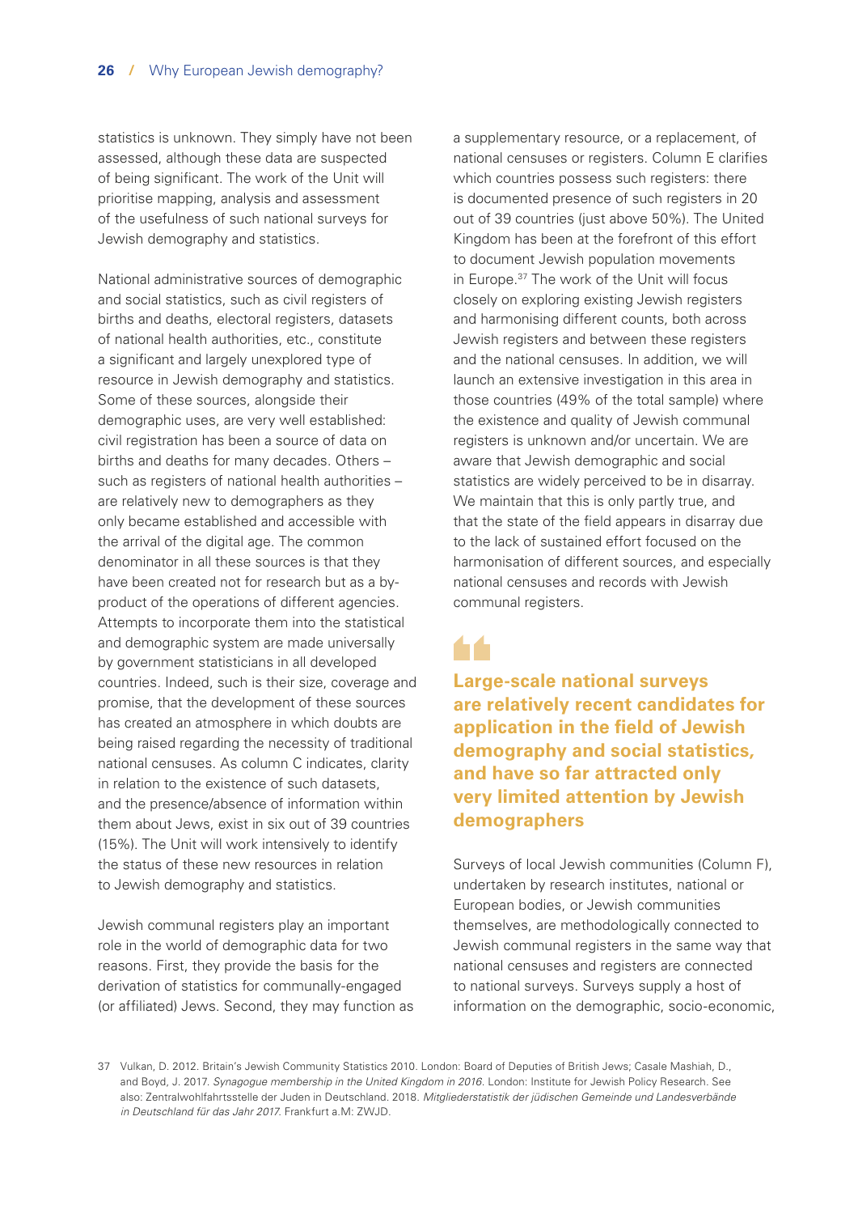statistics is unknown. They simply have not been assessed, although these data are suspected of being significant. The work of the Unit will prioritise mapping, analysis and assessment of the usefulness of such national surveys for Jewish demography and statistics.

National administrative sources of demographic and social statistics, such as civil registers of births and deaths, electoral registers, datasets of national health authorities, etc., constitute a significant and largely unexplored type of resource in Jewish demography and statistics. Some of these sources, alongside their demographic uses, are very well established: civil registration has been a source of data on births and deaths for many decades. Others – such as registers of national health authorities – are relatively new to demographers as they only became established and accessible with the arrival of the digital age. The common denominator in all these sources is that they have been created not for research but as a by-product of the operations of different agencies. Attempts to incorporate them into the statistical and demographic system are made universally by government statisticians in all developed countries. Indeed, such is their size, coverage and promise, that the development of these sources has created an atmosphere in which doubts are being raised regarding the necessity of traditional national censuses. As column C indicates, clarity in relation to the existence of such datasets, and the presence/absence of information within them about Jews, exist in six out of 39 countries (15%). The Unit will work intensively to identify the status of these new resources in relation to Jewish demography and statistics.

Jewish communal registers play an important role in the world of demographic data for two reasons. First, they provide the basis for the derivation of statistics for communally-engaged (or affiliated) Jews. Second, they may function as a supplementary resource, or a replacement, of national censuses or registers. Column E clarifies which countries possess such registers: there is documented presence of such registers in 20 out of 39 countries (just above 50%). The United Kingdom has been at the forefront of this effort to document Jewish population movements in Europe.[37] The work of the Unit will focus closely on exploring existing Jewish registers and harmonising different counts, both across Jewish registers and between these registers and the national censuses. In addition, we will launch an extensive investigation in this area in those countries (49% of the total sample) where the existence and quality of Jewish communal registers is unknown and/or uncertain. We are aware that Jewish demographic and social statistics are widely perceived to be in disarray. We maintain that this is only partly true, and that the state of the field appears in disarray due to the lack of sustained effort focused on the harmonisation of different sources, and especially national censuses and records with Jewish communal registers.

> **Large-scale national surveys are relatively recent candidates for application in the field of Jewish demography and social statistics, and have so far attracted only very limited attention by Jewish demographers**

Surveys of local Jewish communities (Column F), undertaken by research institutes, national or European bodies, or Jewish communities themselves, are methodologically connected to Jewish communal registers in the same way that national censuses and registers are connected to national surveys. Surveys supply a host of information on the demographic, socio-economic,

37 Vulkan, D. 2012. Britain's Jewish Community Statistics 2010. London: Board of Deputies of British Jews; Casale Mashiah, D., and Boyd, J. 2017. *Synagogue membership in the United Kingdom in 2016*. London: Institute for Jewish Policy Research. See also: Zentralwohlfahrtsstelle der Juden in Deutschland. 2018. *Mitgliederstatistik der jüdischen Gemeinde und Landesverbände in Deutschland für das Jahr 2017*. Frankfurt a.M: ZWJD.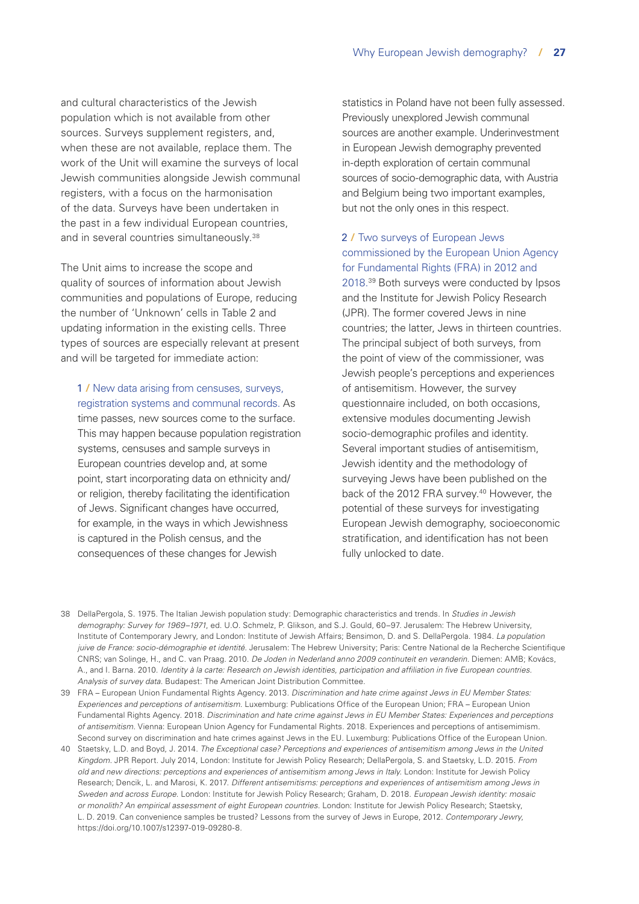and cultural characteristics of the Jewish population which is not available from other sources. Surveys supplement registers, and, when these are not available, replace them. The work of the Unit will examine the surveys of local Jewish communities alongside Jewish communal registers, with a focus on the harmonisation of the data. Surveys have been undertaken in the past in a few individual European countries, and in several countries simultaneously.[38]

The Unit aims to increase the scope and quality of sources of information about Jewish communities and populations of Europe, reducing the number of 'Unknown' cells in Table 2 and updating information in the existing cells. Three types of sources are especially relevant at present and will be targeted for immediate action:

1 / New data arising from censuses, surveys, registration systems and communal records. As time passes, new sources come to the surface. This may happen because population registration systems, censuses and sample surveys in European countries develop and, at some point, start incorporating data on ethnicity and/or religion, thereby facilitating the identification of Jews. Significant changes have occurred, for example, in the ways in which Jewishness is captured in the Polish census, and the consequences of these changes for Jewish statistics in Poland have not been fully assessed. Previously unexplored Jewish communal sources are another example. Underinvestment in European Jewish demography prevented in-depth exploration of certain communal sources of socio-demographic data, with Austria and Belgium being two important examples, but not the only ones in this respect.

2 / Two surveys of European Jews commissioned by the European Union Agency for Fundamental Rights (FRA) in 2012 and 2018.[39] Both surveys were conducted by Ipsos and the Institute for Jewish Policy Research (JPR). The former covered Jews in nine countries; the latter, Jews in thirteen countries. The principal subject of both surveys, from the point of view of the commissioner, was Jewish people's perceptions and experiences of antisemitism. However, the survey questionnaire included, on both occasions, extensive modules documenting Jewish socio-demographic profiles and identity. Several important studies of antisemitism, Jewish identity and the methodology of surveying Jews have been published on the back of the 2012 FRA survey.[40] However, the potential of these surveys for investigating European Jewish demography, socioeconomic stratification, and identification has not been fully unlocked to date.

---

38 DellaPergola, S. 1975. The Italian Jewish population study: Demographic characteristics and trends. In *Studies in Jewish demography: Survey for 1969–1971*, ed. U.O. Schmelz, P. Glikson, and S.J. Gould, 60–97. Jerusalem: The Hebrew University, Institute of Contemporary Jewry, and London: Institute of Jewish Affairs; Bensimon, D. and S. DellaPergola. 1984. *La population juive de France: socio-démographie et identité*. Jerusalem: The Hebrew University; Paris: Centre National de la Recherche Scientifique CNRS; van Solinge, H., and C. van Praag. 2010. *De Joden in Nederland anno 2009 continuteit en veranderin*. Diemen: AMB; Kovács, A., and I. Barna. 2010. *Identity à la carte: Research on Jewish identities, participation and affiliation in five European countries. Analysis of survey data*. Budapest: The American Joint Distribution Committee.

39 FRA – European Union Fundamental Rights Agency. 2013. *Discrimination and hate crime against Jews in EU Member States: Experiences and perceptions of antisemitism*. Luxemburg: Publications Office of the European Union; FRA – European Union Fundamental Rights Agency. 2018. *Discrimination and hate crime against Jews in EU Member States: Experiences and perceptions of antisemitism*. Vienna: European Union Agency for Fundamental Rights. 2018. Experiences and perceptions of antisemimism. Second survey on discrimination and hate crimes against Jews in the EU. Luxemburg: Publications Office of the European Union.

40 Staetsky, L.D. and Boyd, J. 2014. *The Exceptional case? Perceptions and experiences of antisemitism among Jews in the United Kingdom*. JPR Report. July 2014, London: Institute for Jewish Policy Research; DellaPergola, S. and Staetsky, L.D. 2015. *From old and new directions: perceptions and experiences of antisemitism among Jews in Italy*. London: Institute for Jewish Policy Research; Dencik, L. and Marosi, K. 2017. *Different antisemitisms: perceptions and experiences of antisemitism among Jews in Sweden and across Europe*. London: Institute for Jewish Policy Research; Graham, D. 2018. *European Jewish identity: mosaic or monolith? An empirical assessment of eight European countries*. London: Institute for Jewish Policy Research; Staetsky, L. D. 2019. Can convenience samples be trusted? Lessons from the survey of Jews in Europe, 2012. *Contemporary Jewry*, https://doi.org/10.1007/s12397-019-09280-8.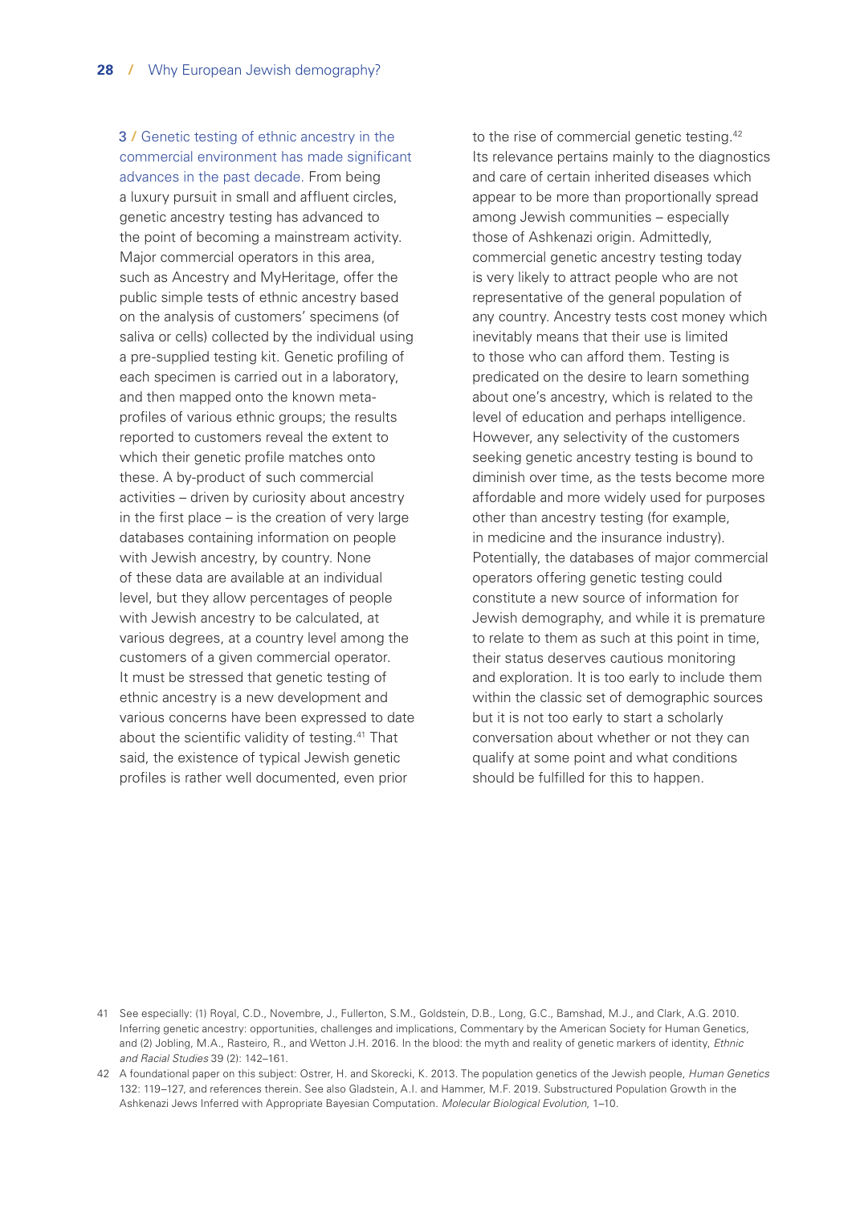3 / Genetic testing of ethnic ancestry in the commercial environment has made significant advances in the past decade. From being a luxury pursuit in small and affluent circles, genetic ancestry testing has advanced to the point of becoming a mainstream activity. Major commercial operators in this area, such as Ancestry and MyHeritage, offer the public simple tests of ethnic ancestry based on the analysis of customers' specimens (of saliva or cells) collected by the individual using a pre-supplied testing kit. Genetic profiling of each specimen is carried out in a laboratory, and then mapped onto the known meta-profiles of various ethnic groups; the results reported to customers reveal the extent to which their genetic profile matches onto these. A by-product of such commercial activities – driven by curiosity about ancestry in the first place – is the creation of very large databases containing information on people with Jewish ancestry, by country. None of these data are available at an individual level, but they allow percentages of people with Jewish ancestry to be calculated, at various degrees, at a country level among the customers of a given commercial operator. It must be stressed that genetic testing of ethnic ancestry is a new development and various concerns have been expressed to date about the scientific validity of testing.[41] That said, the existence of typical Jewish genetic profiles is rather well documented, even prior to the rise of commercial genetic testing.[42] Its relevance pertains mainly to the diagnostics and care of certain inherited diseases which appear to be more than proportionally spread among Jewish communities – especially those of Ashkenazi origin. Admittedly, commercial genetic ancestry testing today is very likely to attract people who are not representative of the general population of any country. Ancestry tests cost money which inevitably means that their use is limited to those who can afford them. Testing is predicated on the desire to learn something about one's ancestry, which is related to the level of education and perhaps intelligence. However, any selectivity of the customers seeking genetic ancestry testing is bound to diminish over time, as the tests become more affordable and more widely used for purposes other than ancestry testing (for example, in medicine and the insurance industry). Potentially, the databases of major commercial operators offering genetic testing could constitute a new source of information for Jewish demography, and while it is premature to relate to them as such at this point in time, their status deserves cautious monitoring and exploration. It is too early to include them within the classic set of demographic sources but it is not too early to start a scholarly conversation about whether or not they can qualify at some point and what conditions should be fulfilled for this to happen.

41 See especially: (1) Royal, C.D., Novembre, J., Fullerton, S.M., Goldstein, D.B., Long, G.C., Bamshad, M.J., and Clark, A.G. 2010. Inferring genetic ancestry: opportunities, challenges and implications, Commentary by the American Society for Human Genetics, and (2) Jobling, M.A., Rasteiro, R., and Wetton J.H. 2016. In the blood: the myth and reality of genetic markers of identity, *Ethnic and Racial Studies* 39 (2): 142–161.

42 A foundational paper on this subject: Ostrer, H. and Skorecki, K. 2013. The population genetics of the Jewish people, *Human Genetics* 132: 119–127, and references therein. See also Gladstein, A.I. and Hammer, M.F. 2019. Substructured Population Growth in the Ashkenazi Jews Inferred with Appropriate Bayesian Computation. *Molecular Biological Evolution,* 1–10.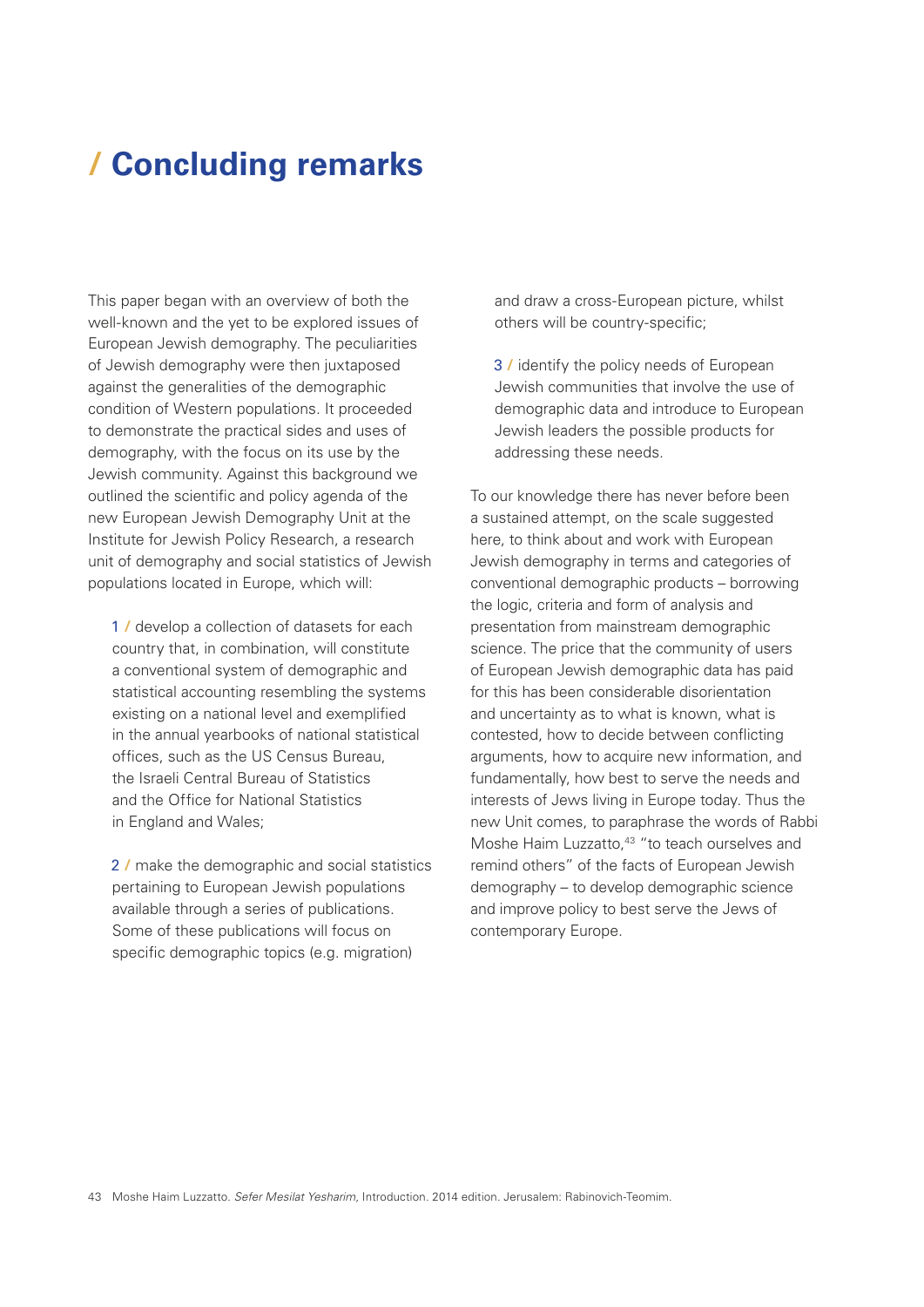# / Concluding remarks

This paper began with an overview of both the well-known and the yet to be explored issues of European Jewish demography. The peculiarities of Jewish demography were then juxtaposed against the generalities of the demographic condition of Western populations. It proceeded to demonstrate the practical sides and uses of demography, with the focus on its use by the Jewish community. Against this background we outlined the scientific and policy agenda of the new European Jewish Demography Unit at the Institute for Jewish Policy Research, a research unit of demography and social statistics of Jewish populations located in Europe, which will:

1 / develop a collection of datasets for each country that, in combination, will constitute a conventional system of demographic and statistical accounting resembling the systems existing on a national level and exemplified in the annual yearbooks of national statistical offices, such as the US Census Bureau, the Israeli Central Bureau of Statistics and the Office for National Statistics in England and Wales;

2 / make the demographic and social statistics pertaining to European Jewish populations available through a series of publications. Some of these publications will focus on specific demographic topics (e.g. migration) and draw a cross-European picture, whilst others will be country-specific;

3 / identify the policy needs of European Jewish communities that involve the use of demographic data and introduce to European Jewish leaders the possible products for addressing these needs.

To our knowledge there has never before been a sustained attempt, on the scale suggested here, to think about and work with European Jewish demography in terms and categories of conventional demographic products – borrowing the logic, criteria and form of analysis and presentation from mainstream demographic science. The price that the community of users of European Jewish demographic data has paid for this has been considerable disorientation and uncertainty as to what is known, what is contested, how to decide between conflicting arguments, how to acquire new information, and fundamentally, how best to serve the needs and interests of Jews living in Europe today. Thus the new Unit comes, to paraphrase the words of Rabbi Moshe Haim Luzzatto,[43] "to teach ourselves and remind others" of the facts of European Jewish demography – to develop demographic science and improve policy to best serve the Jews of contemporary Europe.

[43] Moshe Haim Luzzatto. *Sefer Mesilat Yesharim,* Introduction. 2014 edition. Jerusalem: Rabinovich-Teomim.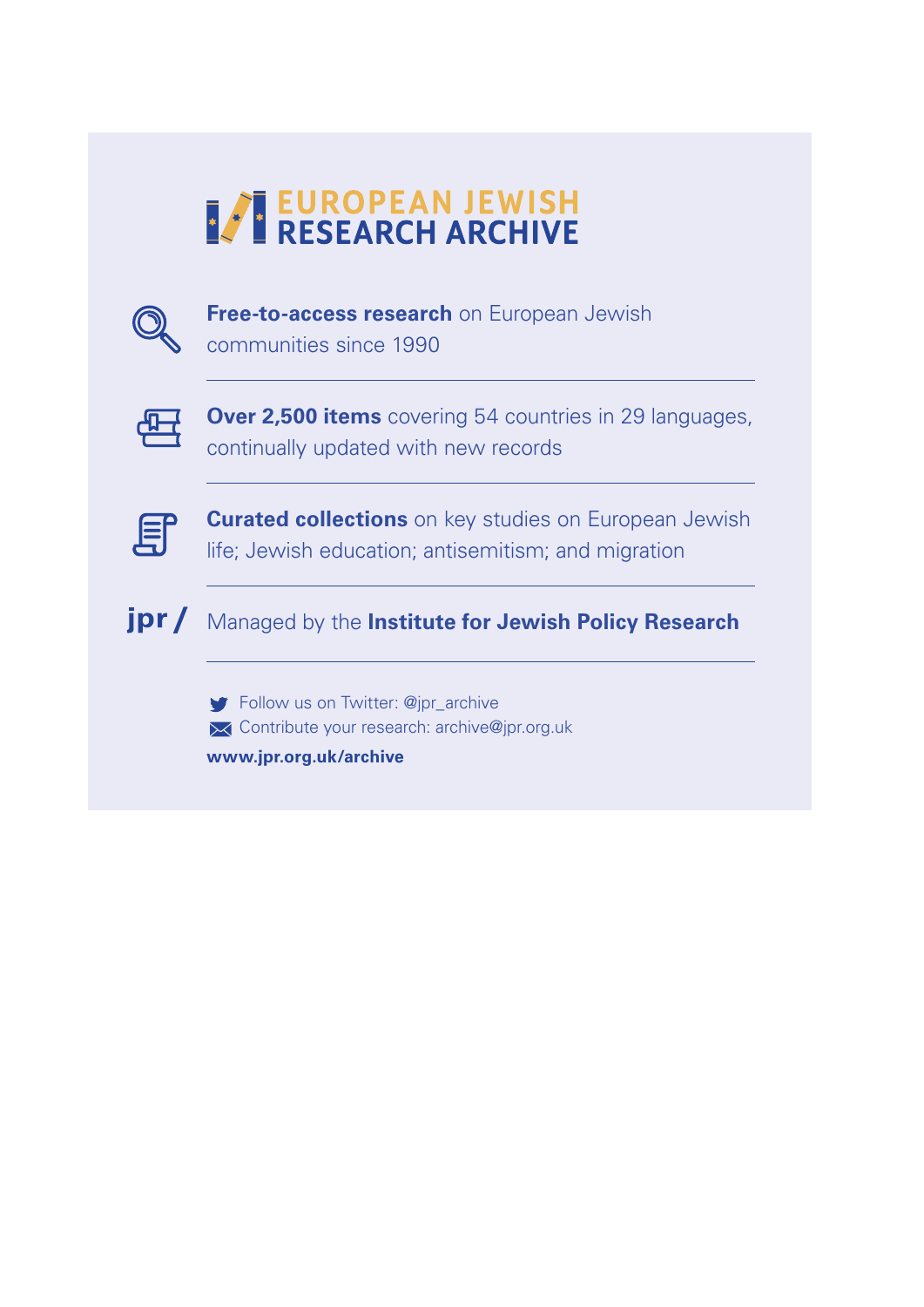# EUROPEAN JEWISH RESEARCH ARCHIVE

**Free-to-access research** on European Jewish communities since 1990

---

**Over 2,500 items** covering 54 countries in 29 languages, continually updated with new records

---

**Curated collections** on key studies on European Jewish life; Jewish education; antisemitism; and migration

---

jpr / Managed by the **Institute for Jewish Policy Research**

---

Follow us on Twitter: @jpr_archive

Contribute your research: archive@jpr.org.uk

**www.jpr.org.uk/archive**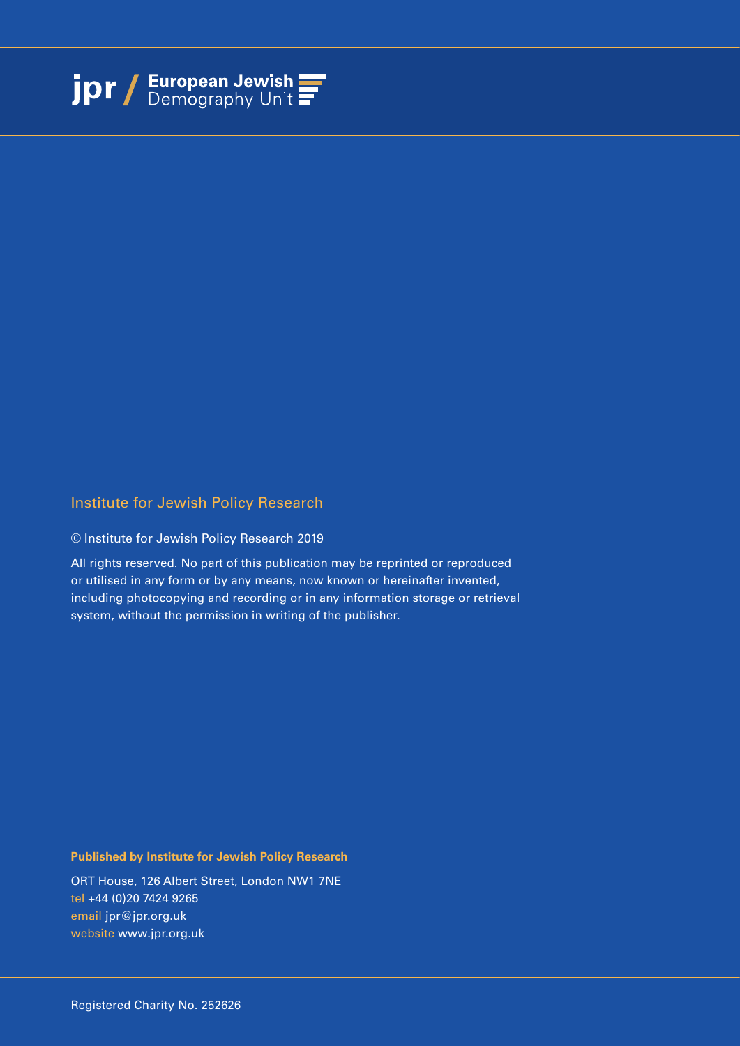jpr / European Jewish Demography Unit

Institute for Jewish Policy Research

© Institute for Jewish Policy Research 2019

All rights reserved. No part of this publication may be reprinted or reproduced or utilised in any form or by any means, now known or hereinafter invented, including photocopying and recording or in any information storage or retrieval system, without the permission in writing of the publisher.

**Published by Institute for Jewish Policy Research**

ORT House, 126 Albert Street, London NW1 7NE
tel +44 (0)20 7424 9265
email jpr@jpr.org.uk
website www.jpr.org.uk

Registered Charity No. 252626